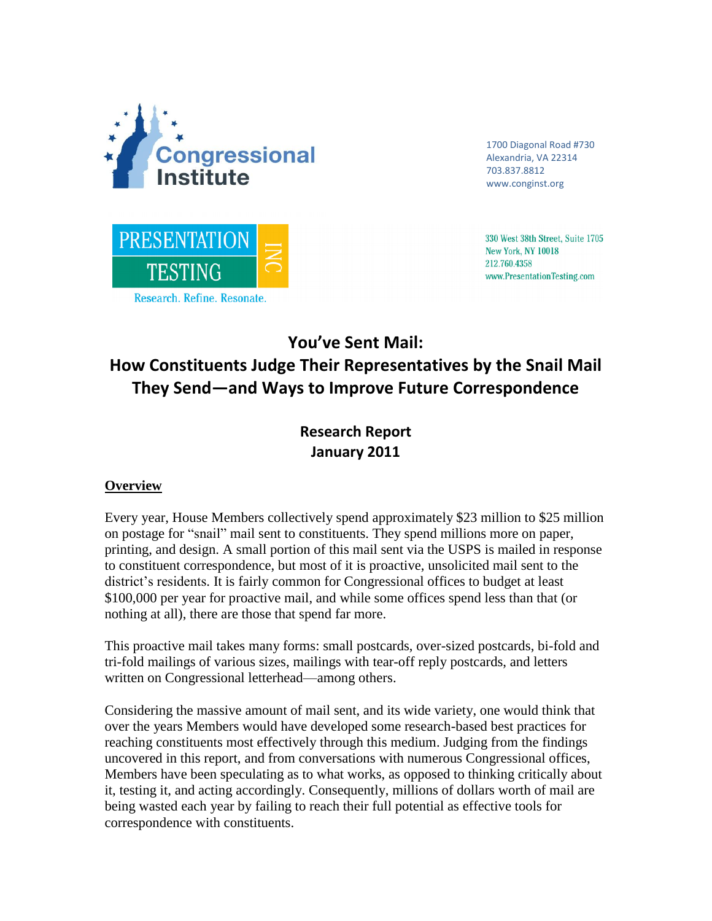Congressional Institute

1700 Diagonal Road #730
Alexandria, VA 22314
703.837.8812
www.conginst.org

PRESENTATION TESTING INC
Research. Refine. Resonate.

330 West 38th Street, Suite 1705
New York, NY 10018
212.760.4358
www.PresentationTesting.com

# You've Sent Mail: How Constituents Judge Their Representatives by the Snail Mail They Send—and Ways to Improve Future Correspondence

**Research Report**
**January 2011**

## Overview

Every year, House Members collectively spend approximately $23 million to $25 million on postage for "snail" mail sent to constituents. They spend millions more on paper, printing, and design. A small portion of this mail sent via the USPS is mailed in response to constituent correspondence, but most of it is proactive, unsolicited mail sent to the district's residents. It is fairly common for Congressional offices to budget at least $100,000 per year for proactive mail, and while some offices spend less than that (or nothing at all), there are those that spend far more.

This proactive mail takes many forms: small postcards, over-sized postcards, bi-fold and tri-fold mailings of various sizes, mailings with tear-off reply postcards, and letters written on Congressional letterhead—among others.

Considering the massive amount of mail sent, and its wide variety, one would think that over the years Members would have developed some research-based best practices for reaching constituents most effectively through this medium. Judging from the findings uncovered in this report, and from conversations with numerous Congressional offices, Members have been speculating as to what works, as opposed to thinking critically about it, testing it, and acting accordingly. Consequently, millions of dollars worth of mail are being wasted each year by failing to reach their full potential as effective tools for correspondence with constituents.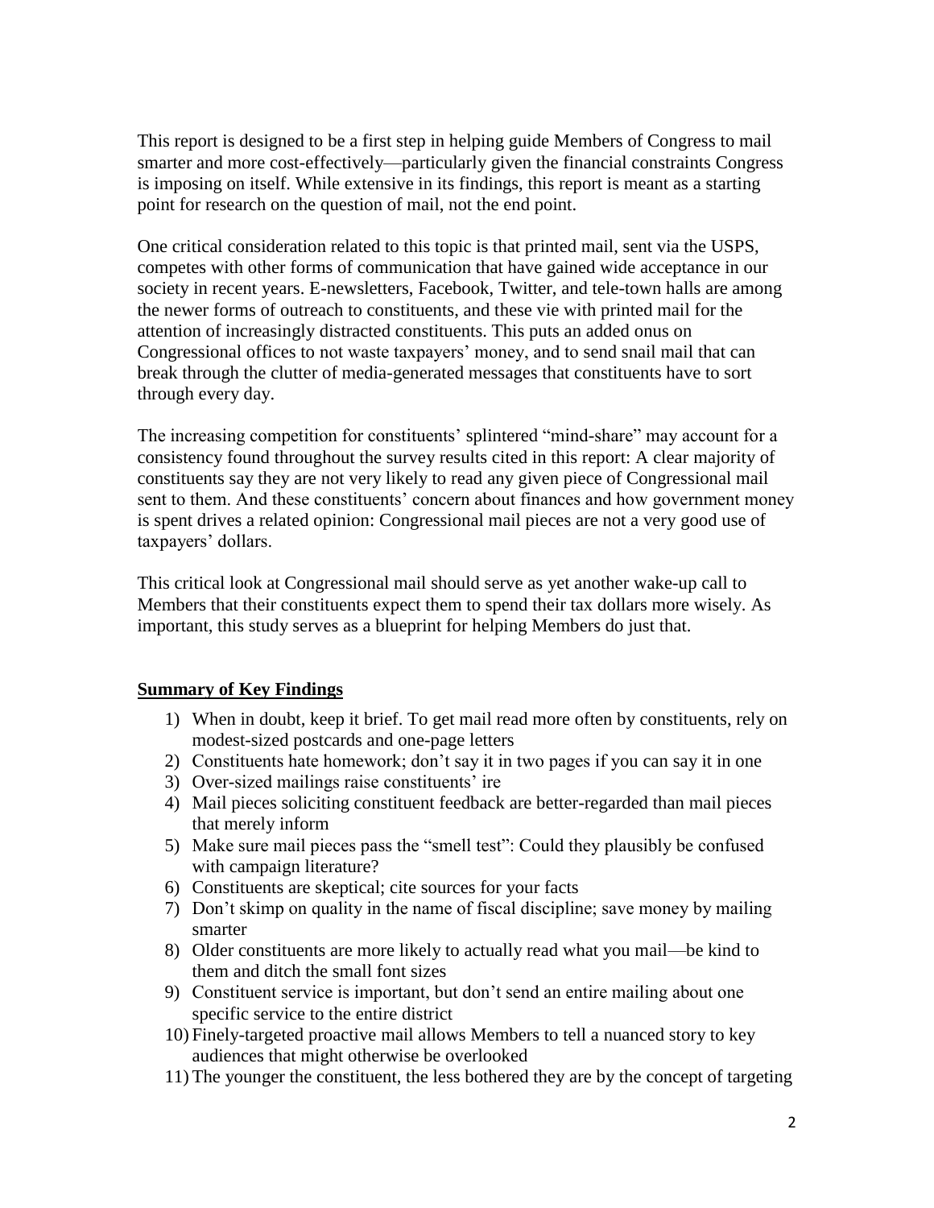This report is designed to be a first step in helping guide Members of Congress to mail smarter and more cost-effectively—particularly given the financial constraints Congress is imposing on itself. While extensive in its findings, this report is meant as a starting point for research on the question of mail, not the end point.

One critical consideration related to this topic is that printed mail, sent via the USPS, competes with other forms of communication that have gained wide acceptance in our society in recent years. E-newsletters, Facebook, Twitter, and tele-town halls are among the newer forms of outreach to constituents, and these vie with printed mail for the attention of increasingly distracted constituents. This puts an added onus on Congressional offices to not waste taxpayers' money, and to send snail mail that can break through the clutter of media-generated messages that constituents have to sort through every day.

The increasing competition for constituents' splintered "mind-share" may account for a consistency found throughout the survey results cited in this report: A clear majority of constituents say they are not very likely to read any given piece of Congressional mail sent to them. And these constituents' concern about finances and how government money is spent drives a related opinion: Congressional mail pieces are not a very good use of taxpayers' dollars.

This critical look at Congressional mail should serve as yet another wake-up call to Members that their constituents expect them to spend their tax dollars more wisely. As important, this study serves as a blueprint for helping Members do just that.

**Summary of Key Findings**

1) When in doubt, keep it brief. To get mail read more often by constituents, rely on modest-sized postcards and one-page letters
2) Constituents hate homework; don't say it in two pages if you can say it in one
3) Over-sized mailings raise constituents' ire
4) Mail pieces soliciting constituent feedback are better-regarded than mail pieces that merely inform
5) Make sure mail pieces pass the "smell test": Could they plausibly be confused with campaign literature?
6) Constituents are skeptical; cite sources for your facts
7) Don't skimp on quality in the name of fiscal discipline; save money by mailing smarter
8) Older constituents are more likely to actually read what you mail—be kind to them and ditch the small font sizes
9) Constituent service is important, but don't send an entire mailing about one specific service to the entire district
10) Finely-targeted proactive mail allows Members to tell a nuanced story to key audiences that might otherwise be overlooked
11) The younger the constituent, the less bothered they are by the concept of targeting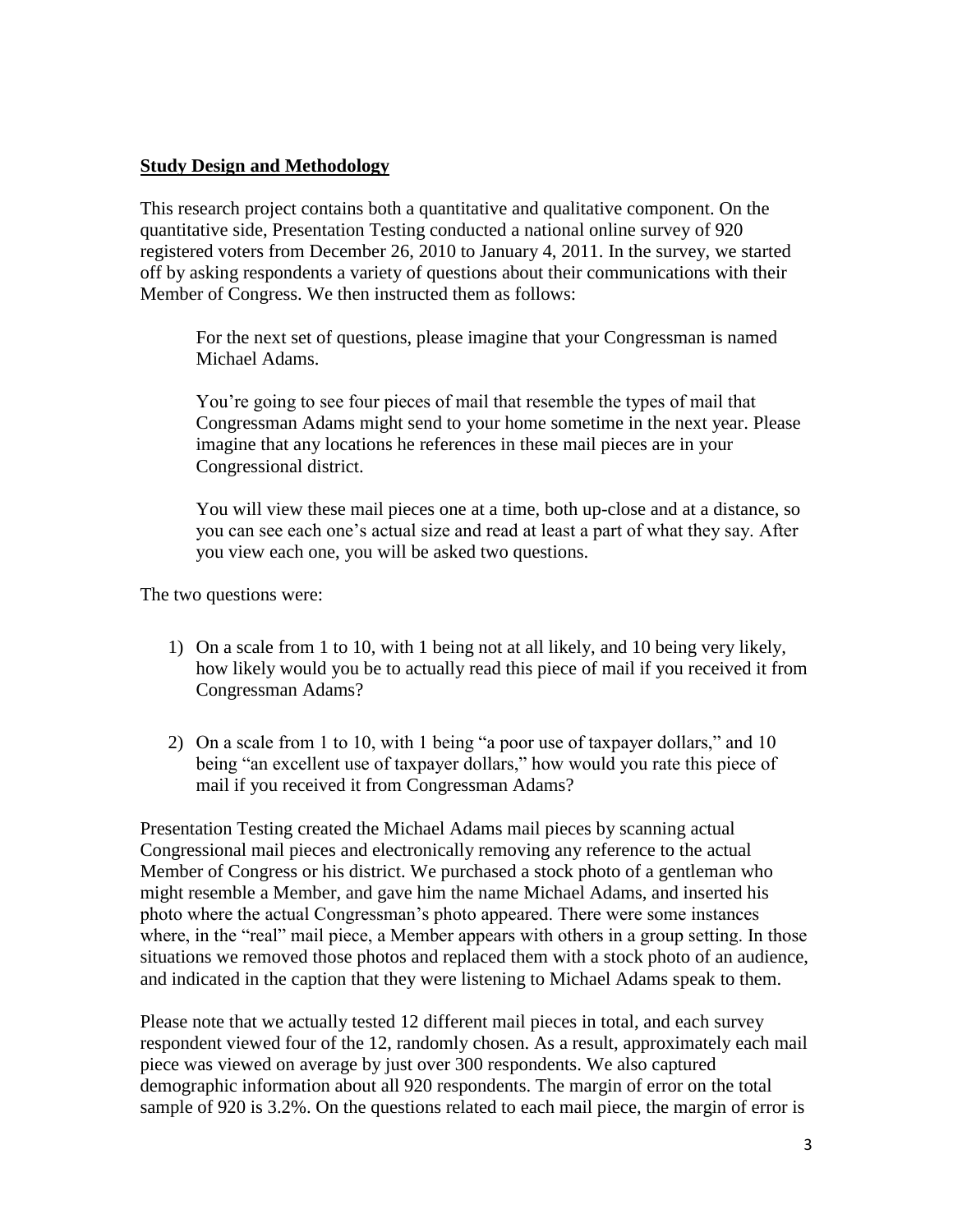## **Study Design and Methodology**

This research project contains both a quantitative and qualitative component. On the quantitative side, Presentation Testing conducted a national online survey of 920 registered voters from December 26, 2010 to January 4, 2011. In the survey, we started off by asking respondents a variety of questions about their communications with their Member of Congress. We then instructed them as follows:

> For the next set of questions, please imagine that your Congressman is named Michael Adams.
>
> You're going to see four pieces of mail that resemble the types of mail that Congressman Adams might send to your home sometime in the next year. Please imagine that any locations he references in these mail pieces are in your Congressional district.
>
> You will view these mail pieces one at a time, both up-close and at a distance, so you can see each one's actual size and read at least a part of what they say. After you view each one, you will be asked two questions.

The two questions were:

1) On a scale from 1 to 10, with 1 being not at all likely, and 10 being very likely, how likely would you be to actually read this piece of mail if you received it from Congressman Adams?

2) On a scale from 1 to 10, with 1 being "a poor use of taxpayer dollars," and 10 being "an excellent use of taxpayer dollars," how would you rate this piece of mail if you received it from Congressman Adams?

Presentation Testing created the Michael Adams mail pieces by scanning actual Congressional mail pieces and electronically removing any reference to the actual Member of Congress or his district. We purchased a stock photo of a gentleman who might resemble a Member, and gave him the name Michael Adams, and inserted his photo where the actual Congressman's photo appeared. There were some instances where, in the "real" mail piece, a Member appears with others in a group setting. In those situations we removed those photos and replaced them with a stock photo of an audience, and indicated in the caption that they were listening to Michael Adams speak to them.

Please note that we actually tested 12 different mail pieces in total, and each survey respondent viewed four of the 12, randomly chosen. As a result, approximately each mail piece was viewed on average by just over 300 respondents. We also captured demographic information about all 920 respondents. The margin of error on the total sample of 920 is 3.2%. On the questions related to each mail piece, the margin of error is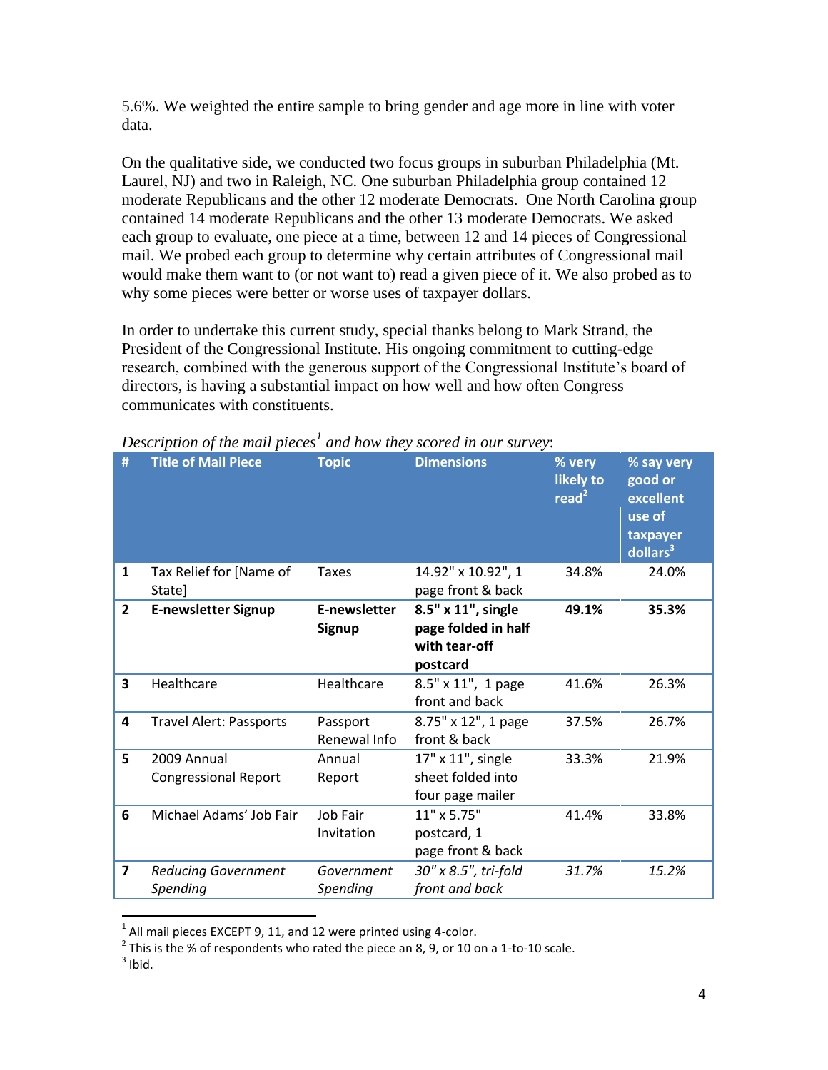5.6%. We weighted the entire sample to bring gender and age more in line with voter data.

On the qualitative side, we conducted two focus groups in suburban Philadelphia (Mt. Laurel, NJ) and two in Raleigh, NC. One suburban Philadelphia group contained 12 moderate Republicans and the other 12 moderate Democrats. One North Carolina group contained 14 moderate Republicans and the other 13 moderate Democrats. We asked each group to evaluate, one piece at a time, between 12 and 14 pieces of Congressional mail. We probed each group to determine why certain attributes of Congressional mail would make them want to (or not want to) read a given piece of it. We also probed as to why some pieces were better or worse uses of taxpayer dollars.

In order to undertake this current study, special thanks belong to Mark Strand, the President of the Congressional Institute. His ongoing commitment to cutting-edge research, combined with the generous support of the Congressional Institute's board of directors, is having a substantial impact on how well and how often Congress communicates with constituents.

*Description of the mail pieces[1] and how they scored in our survey*:

| # | Title of Mail Piece | Topic | Dimensions | % very likely to read[2] | % say very good or excellent use of taxpayer dollars[3] |
|---|---|---|---|---|---|
| 1 | Tax Relief for [Name of State] | Taxes | 14.92" x 10.92", 1 page front & back | 34.8% | 24.0% |
| **2** | **E-newsletter Signup** | **E-newsletter Signup** | **8.5" x 11", single page folded in half with tear-off postcard** | **49.1%** | **35.3%** |
| 3 | Healthcare | Healthcare | 8.5" x 11", 1 page front and back | 41.6% | 26.3% |
| 4 | Travel Alert: Passports | Passport Renewal Info | 8.75" x 12", 1 page front & back | 37.5% | 26.7% |
| 5 | 2009 Annual Congressional Report | Annual Report | 17" x 11", single sheet folded into four page mailer | 33.3% | 21.9% |
| 6 | Michael Adams' Job Fair | Job Fair Invitation | 11" x 5.75" postcard, 1 page front & back | 41.4% | 33.8% |
| *7* | *Reducing Government Spending* | *Government Spending* | *30" x 8.5", tri-fold front and back* | *31.7%* | *15.2%* |

[1] All mail pieces EXCEPT 9, 11, and 12 were printed using 4-color.
[2] This is the % of respondents who rated the piece an 8, 9, or 10 on a 1-to-10 scale.
[3] Ibid.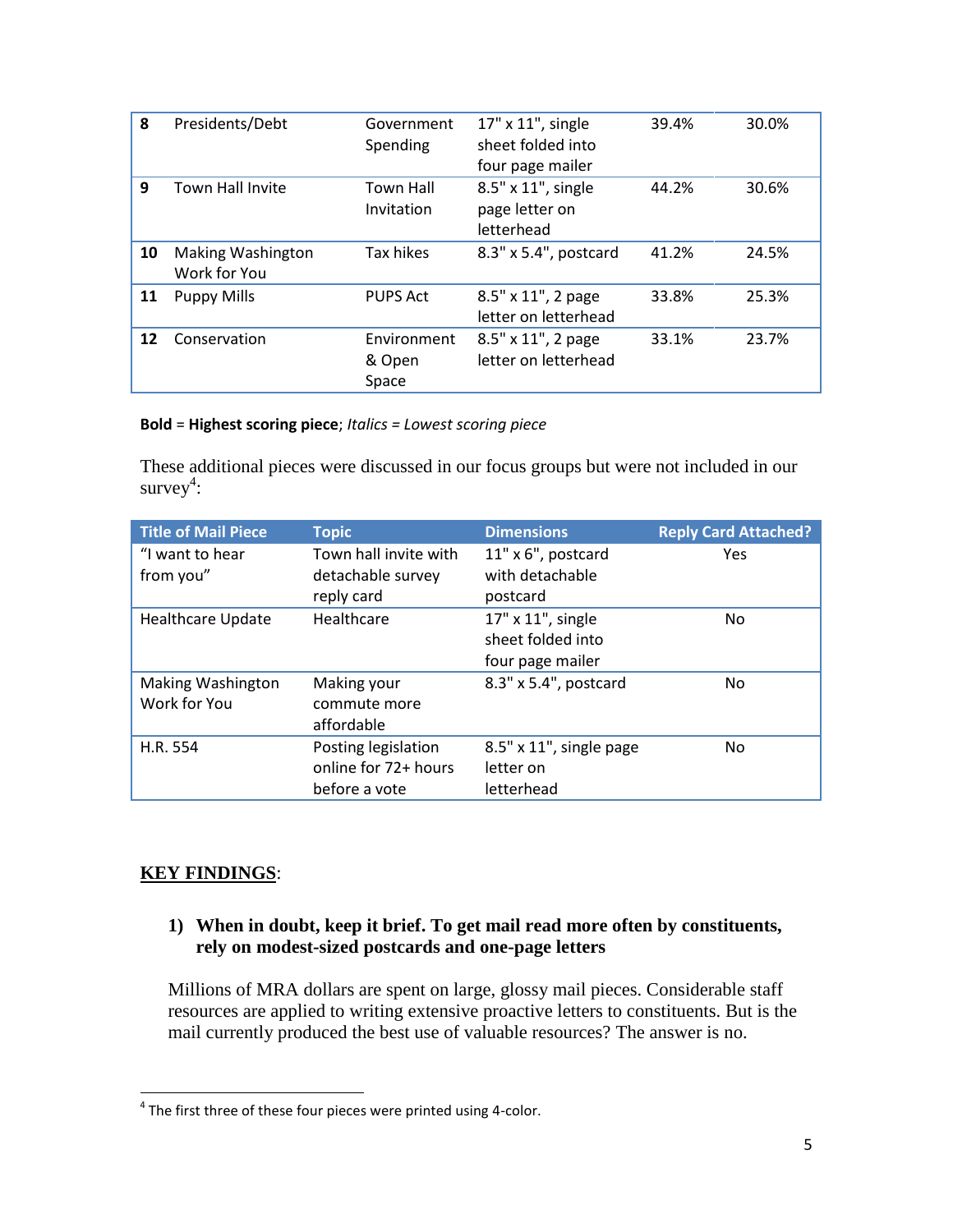| | | | | | |
|---|---|---|---|---|---|
| **8** | Presidents/Debt | Government Spending | 17" x 11", single sheet folded into four page mailer | 39.4% | 30.0% |
| **9** | Town Hall Invite | Town Hall Invitation | 8.5" x 11", single page letter on letterhead | 44.2% | 30.6% |
| **10** | Making Washington Work for You | Tax hikes | 8.3" x 5.4", postcard | 41.2% | 24.5% |
| **11** | Puppy Mills | PUPS Act | 8.5" x 11", 2 page letter on letterhead | 33.8% | 25.3% |
| **12** | Conservation | Environment & Open Space | 8.5" x 11", 2 page letter on letterhead | 33.1% | 23.7% |

**Bold = Highest scoring piece**; *Italics = Lowest scoring piece*

These additional pieces were discussed in our focus groups but were not included in our survey[4]:

| Title of Mail Piece | Topic | Dimensions | Reply Card Attached? |
|---|---|---|---|
| "I want to hear from you" | Town hall invite with detachable survey reply card | 11" x 6", postcard with detachable postcard | Yes |
| Healthcare Update | Healthcare | 17" x 11", single sheet folded into four page mailer | No |
| Making Washington Work for You | Making your commute more affordable | 8.3" x 5.4", postcard | No |
| H.R. 554 | Posting legislation online for 72+ hours before a vote | 8.5" x 11", single page letter on letterhead | No |

## KEY FINDINGS:

### 1) When in doubt, keep it brief. To get mail read more often by constituents, rely on modest-sized postcards and one-page letters

Millions of MRA dollars are spent on large, glossy mail pieces. Considerable staff resources are applied to writing extensive proactive letters to constituents. But is the mail currently produced the best use of valuable resources? The answer is no.

[4] The first three of these four pieces were printed using 4-color.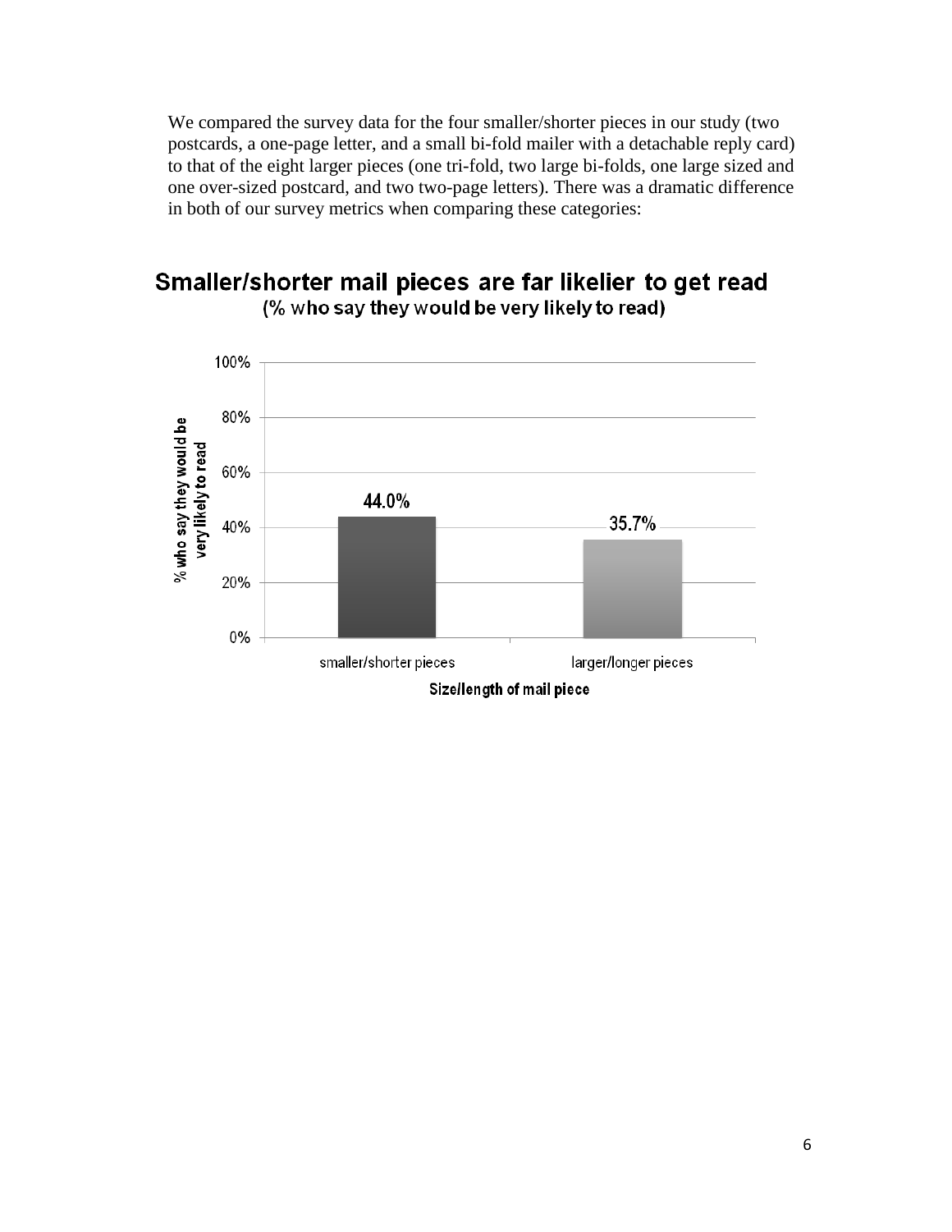We compared the survey data for the four smaller/shorter pieces in our study (two postcards, a one-page letter, and a small bi-fold mailer with a detachable reply card) to that of the eight larger pieces (one tri-fold, two large bi-folds, one large sized and one over-sized postcard, and two two-page letters). There was a dramatic difference in both of our survey metrics when comparing these categories:

**Smaller/shorter mail pieces are far likelier to get read**
(% who say they would be very likely to read)

| Size/length of mail piece | % who say they would be very likely to read |
|---|---|
| smaller/shorter pieces | 44.0% |
| larger/longer pieces | 35.7% |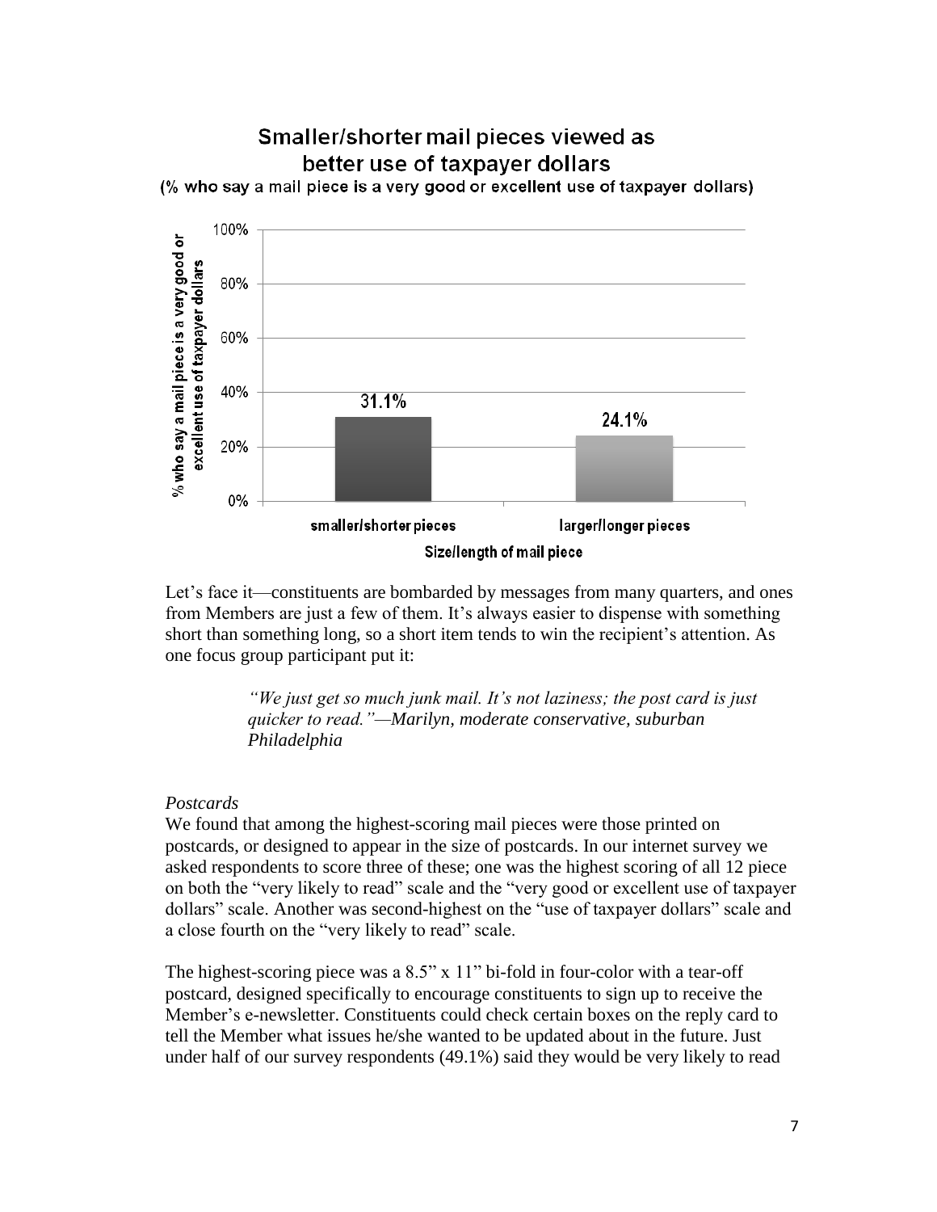**Smaller/shorter mail pieces viewed as better use of taxpayer dollars**
(% who say a mail piece is a very good or excellent use of taxpayer dollars)

| Size/length of mail piece | % who say a mail piece is a very good or excellent use of taxpayer dollars |
|---|---|
| smaller/shorter pieces | 31.1% |
| larger/longer pieces | 24.1% |

Let's face it—constituents are bombarded by messages from many quarters, and ones from Members are just a few of them. It's always easier to dispense with something short than something long, so a short item tends to win the recipient's attention. As one focus group participant put it:

> *"We just get so much junk mail. It's not laziness; the post card is just quicker to read."—Marilyn, moderate conservative, suburban Philadelphia*

*Postcards*

We found that among the highest-scoring mail pieces were those printed on postcards, or designed to appear in the size of postcards. In our internet survey we asked respondents to score three of these; one was the highest scoring of all 12 piece on both the "very likely to read" scale and the "very good or excellent use of taxpayer dollars" scale. Another was second-highest on the "use of taxpayer dollars" scale and a close fourth on the "very likely to read" scale.

The highest-scoring piece was a 8.5" x 11" bi-fold in four-color with a tear-off postcard, designed specifically to encourage constituents to sign up to receive the Member's e-newsletter. Constituents could check certain boxes on the reply card to tell the Member what issues he/she wanted to be updated about in the future. Just under half of our survey respondents (49.1%) said they would be very likely to read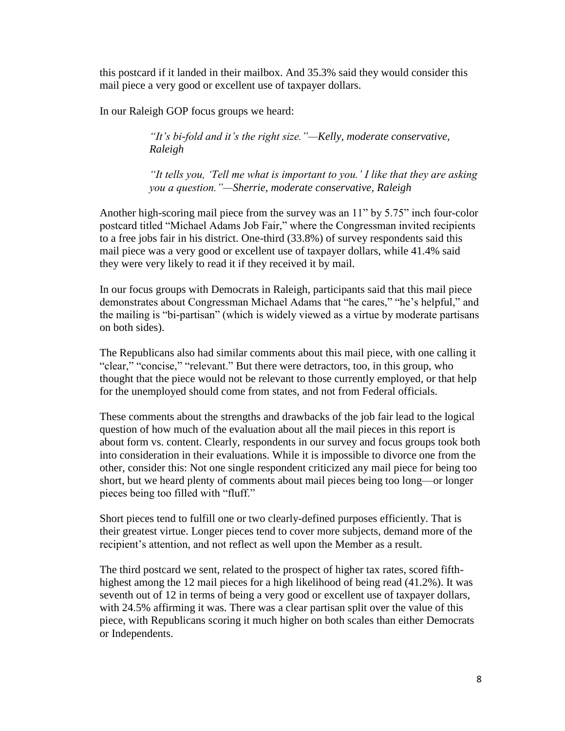this postcard if it landed in their mailbox. And 35.3% said they would consider this mail piece a very good or excellent use of taxpayer dollars.

In our Raleigh GOP focus groups we heard:

> *"It's bi-fold and it's the right size."—Kelly, moderate conservative, Raleigh*
>
> *"It tells you, 'Tell me what is important to you.' I like that they are asking you a question."—Sherrie, moderate conservative, Raleigh*

Another high-scoring mail piece from the survey was an 11" by 5.75" inch four-color postcard titled "Michael Adams Job Fair," where the Congressman invited recipients to a free jobs fair in his district. One-third (33.8%) of survey respondents said this mail piece was a very good or excellent use of taxpayer dollars, while 41.4% said they were very likely to read it if they received it by mail.

In our focus groups with Democrats in Raleigh, participants said that this mail piece demonstrates about Congressman Michael Adams that "he cares," "he's helpful," and the mailing is "bi-partisan" (which is widely viewed as a virtue by moderate partisans on both sides).

The Republicans also had similar comments about this mail piece, with one calling it "clear," "concise," "relevant." But there were detractors, too, in this group, who thought that the piece would not be relevant to those currently employed, or that help for the unemployed should come from states, and not from Federal officials.

These comments about the strengths and drawbacks of the job fair lead to the logical question of how much of the evaluation about all the mail pieces in this report is about form vs. content. Clearly, respondents in our survey and focus groups took both into consideration in their evaluations. While it is impossible to divorce one from the other, consider this: Not one single respondent criticized any mail piece for being too short, but we heard plenty of comments about mail pieces being too long—or longer pieces being too filled with "fluff."

Short pieces tend to fulfill one or two clearly-defined purposes efficiently. That is their greatest virtue. Longer pieces tend to cover more subjects, demand more of the recipient's attention, and not reflect as well upon the Member as a result.

The third postcard we sent, related to the prospect of higher tax rates, scored fifth-highest among the 12 mail pieces for a high likelihood of being read (41.2%). It was seventh out of 12 in terms of being a very good or excellent use of taxpayer dollars, with 24.5% affirming it was. There was a clear partisan split over the value of this piece, with Republicans scoring it much higher on both scales than either Democrats or Independents.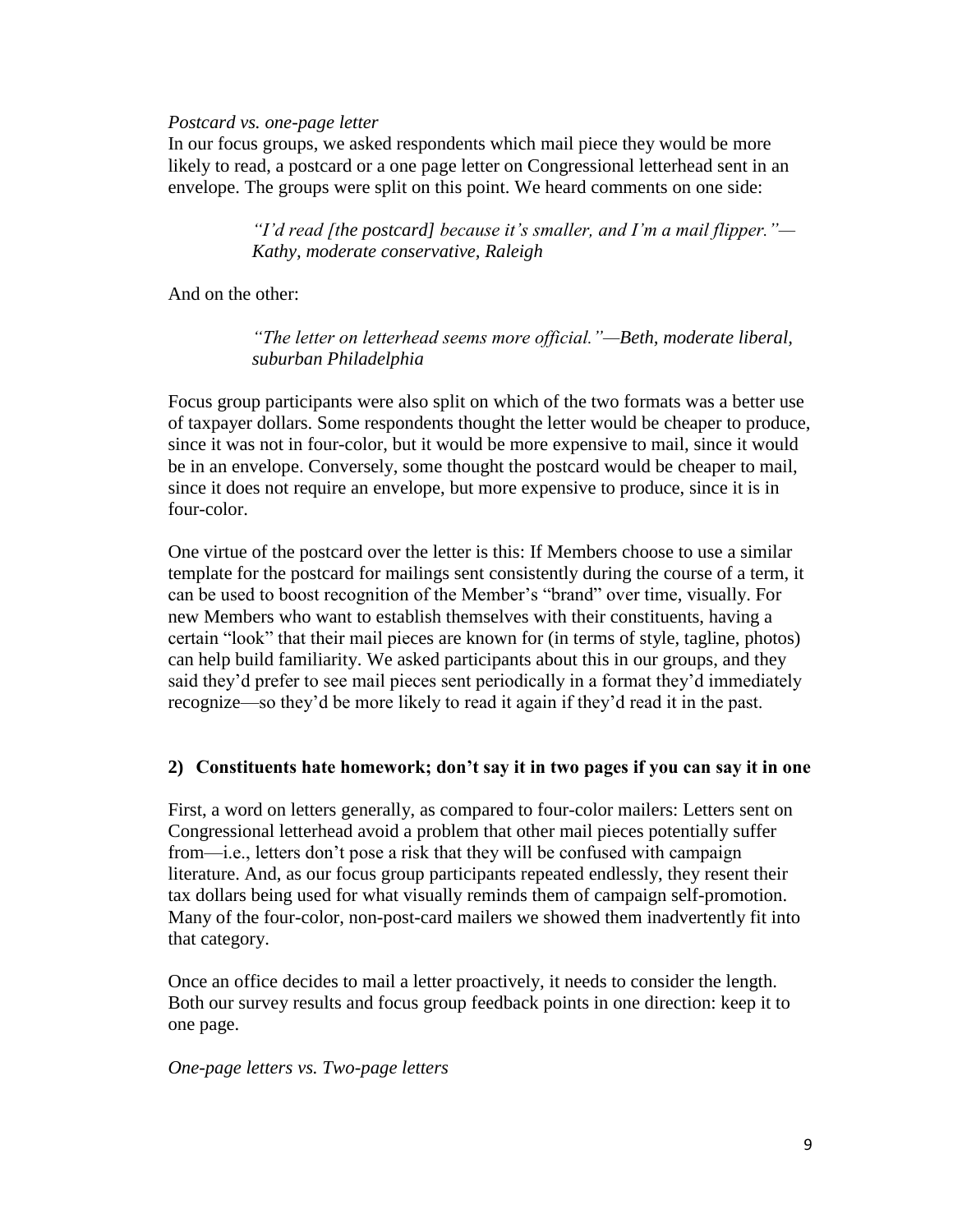*Postcard vs. one-page letter*

In our focus groups, we asked respondents which mail piece they would be more likely to read, a postcard or a one page letter on Congressional letterhead sent in an envelope. The groups were split on this point. We heard comments on one side:

> *"I'd read [the postcard] because it's smaller, and I'm a mail flipper."— Kathy, moderate conservative, Raleigh*

And on the other:

> *"The letter on letterhead seems more official."—Beth, moderate liberal, suburban Philadelphia*

Focus group participants were also split on which of the two formats was a better use of taxpayer dollars. Some respondents thought the letter would be cheaper to produce, since it was not in four-color, but it would be more expensive to mail, since it would be in an envelope. Conversely, some thought the postcard would be cheaper to mail, since it does not require an envelope, but more expensive to produce, since it is in four-color.

One virtue of the postcard over the letter is this: If Members choose to use a similar template for the postcard for mailings sent consistently during the course of a term, it can be used to boost recognition of the Member's "brand" over time, visually. For new Members who want to establish themselves with their constituents, having a certain "look" that their mail pieces are known for (in terms of style, tagline, photos) can help build familiarity. We asked participants about this in our groups, and they said they'd prefer to see mail pieces sent periodically in a format they'd immediately recognize—so they'd be more likely to read it again if they'd read it in the past.

### 2) Constituents hate homework; don't say it in two pages if you can say it in one

First, a word on letters generally, as compared to four-color mailers: Letters sent on Congressional letterhead avoid a problem that other mail pieces potentially suffer from—i.e., letters don't pose a risk that they will be confused with campaign literature. And, as our focus group participants repeated endlessly, they resent their tax dollars being used for what visually reminds them of campaign self-promotion. Many of the four-color, non-post-card mailers we showed them inadvertently fit into that category.

Once an office decides to mail a letter proactively, it needs to consider the length. Both our survey results and focus group feedback points in one direction: keep it to one page.

*One-page letters vs. Two-page letters*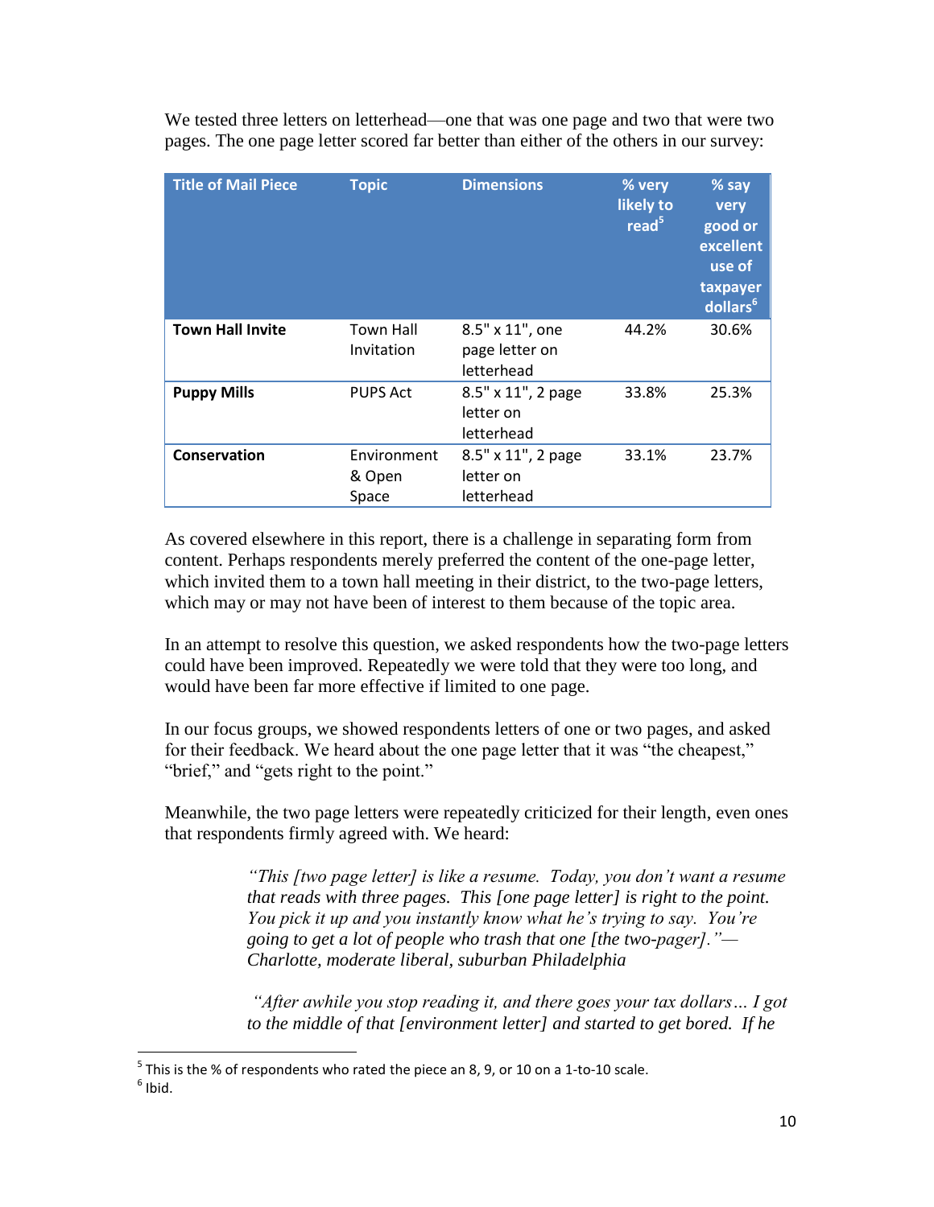We tested three letters on letterhead—one that was one page and two that were two pages. The one page letter scored far better than either of the others in our survey:

| Title of Mail Piece | Topic | Dimensions | % very likely to read[5] | % say very good or excellent use of taxpayer dollars[6] |
|---|---|---|---|---|
| **Town Hall Invite** | Town Hall Invitation | 8.5" x 11", one page letter on letterhead | 44.2% | 30.6% |
| **Puppy Mills** | PUPS Act | 8.5" x 11", 2 page letter on letterhead | 33.8% | 25.3% |
| **Conservation** | Environment & Open Space | 8.5" x 11", 2 page letter on letterhead | 33.1% | 23.7% |

As covered elsewhere in this report, there is a challenge in separating form from content. Perhaps respondents merely preferred the content of the one-page letter, which invited them to a town hall meeting in their district, to the two-page letters, which may or may not have been of interest to them because of the topic area.

In an attempt to resolve this question, we asked respondents how the two-page letters could have been improved. Repeatedly we were told that they were too long, and would have been far more effective if limited to one page.

In our focus groups, we showed respondents letters of one or two pages, and asked for their feedback. We heard about the one page letter that it was "the cheapest," "brief," and "gets right to the point."

Meanwhile, the two page letters were repeatedly criticized for their length, even ones that respondents firmly agreed with. We heard:

> *"This [two page letter] is like a resume. Today, you don't want a resume that reads with three pages. This [one page letter] is right to the point. You pick it up and you instantly know what he's trying to say. You're going to get a lot of people who trash that one [the two-pager]."— Charlotte, moderate liberal, suburban Philadelphia*

> *"After awhile you stop reading it, and there goes your tax dollars… I got to the middle of that [environment letter] and started to get bored. If he*

[5] This is the % of respondents who rated the piece an 8, 9, or 10 on a 1-to-10 scale.

[6] Ibid.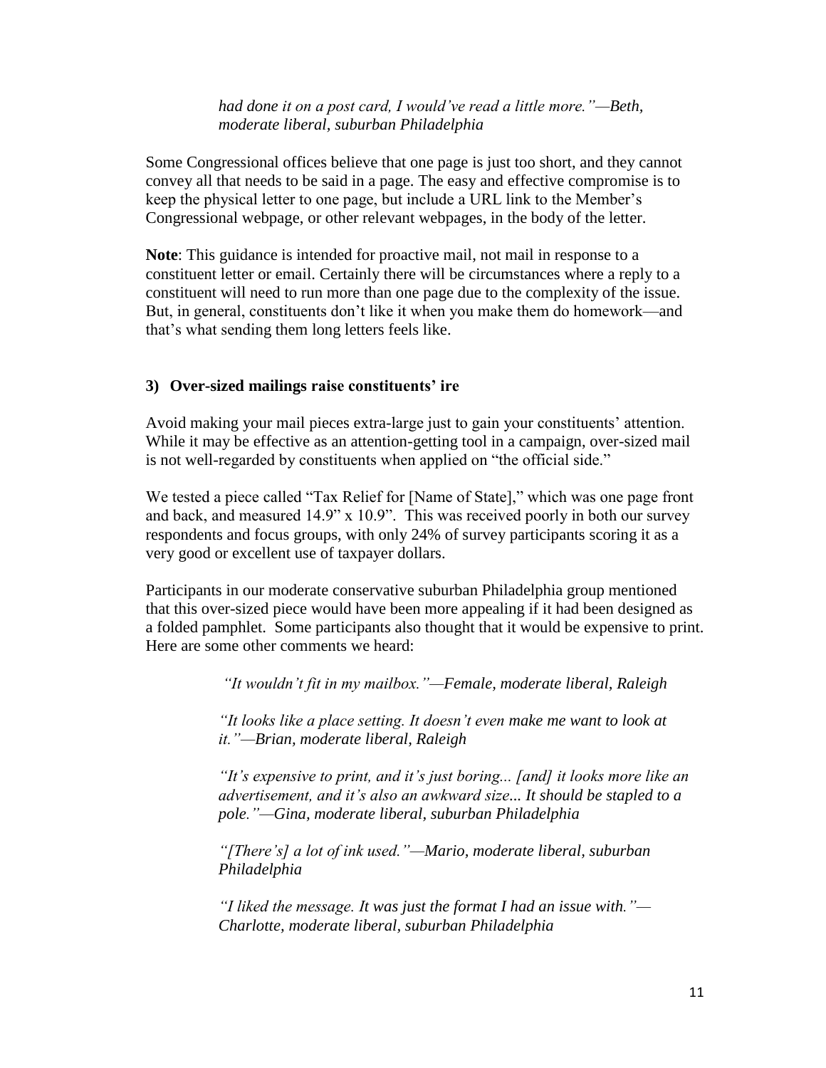*had done it on a post card, I would've read a little more."—Beth, moderate liberal, suburban Philadelphia*

Some Congressional offices believe that one page is just too short, and they cannot convey all that needs to be said in a page. The easy and effective compromise is to keep the physical letter to one page, but include a URL link to the Member's Congressional webpage, or other relevant webpages, in the body of the letter.

**Note**: This guidance is intended for proactive mail, not mail in response to a constituent letter or email. Certainly there will be circumstances where a reply to a constituent will need to run more than one page due to the complexity of the issue. But, in general, constituents don't like it when you make them do homework—and that's what sending them long letters feels like.

### 3) Over-sized mailings raise constituents' ire

Avoid making your mail pieces extra-large just to gain your constituents' attention. While it may be effective as an attention-getting tool in a campaign, over-sized mail is not well-regarded by constituents when applied on "the official side."

We tested a piece called "Tax Relief for [Name of State]," which was one page front and back, and measured 14.9" x 10.9". This was received poorly in both our survey respondents and focus groups, with only 24% of survey participants scoring it as a very good or excellent use of taxpayer dollars.

Participants in our moderate conservative suburban Philadelphia group mentioned that this over-sized piece would have been more appealing if it had been designed as a folded pamphlet. Some participants also thought that it would be expensive to print. Here are some other comments we heard:

> *"It wouldn't fit in my mailbox."—Female, moderate liberal, Raleigh*
>
> *"It looks like a place setting. It doesn't even make me want to look at it."—Brian, moderate liberal, Raleigh*
>
> *"It's expensive to print, and it's just boring... [and] it looks more like an advertisement, and it's also an awkward size... It should be stapled to a pole."—Gina, moderate liberal, suburban Philadelphia*
>
> *"[There's] a lot of ink used."—Mario, moderate liberal, suburban Philadelphia*
>
> *"I liked the message. It was just the format I had an issue with."—Charlotte, moderate liberal, suburban Philadelphia*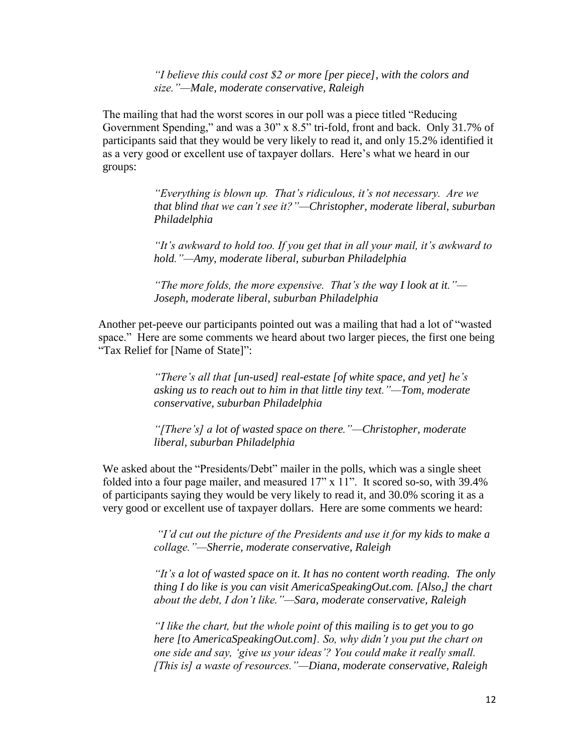> *"I believe this could cost $2 or more [per piece], with the colors and size."—Male, moderate conservative, Raleigh*

The mailing that had the worst scores in our poll was a piece titled "Reducing Government Spending," and was a 30" x 8.5" tri-fold, front and back. Only 31.7% of participants said that they would be very likely to read it, and only 15.2% identified it as a very good or excellent use of taxpayer dollars. Here's what we heard in our groups:

> *"Everything is blown up. That's ridiculous, it's not necessary. Are we that blind that we can't see it?"—Christopher, moderate liberal, suburban Philadelphia*
>
> *"It's awkward to hold too. If you get that in all your mail, it's awkward to hold."—Amy, moderate liberal, suburban Philadelphia*
>
> *"The more folds, the more expensive. That's the way I look at it."—Joseph, moderate liberal, suburban Philadelphia*

Another pet-peeve our participants pointed out was a mailing that had a lot of "wasted space." Here are some comments we heard about two larger pieces, the first one being "Tax Relief for [Name of State]":

> *"There's all that [un-used] real-estate [of white space, and yet] he's asking us to reach out to him in that little tiny text."—Tom, moderate conservative, suburban Philadelphia*
>
> *"[There's] a lot of wasted space on there."—Christopher, moderate liberal, suburban Philadelphia*

We asked about the "Presidents/Debt" mailer in the polls, which was a single sheet folded into a four page mailer, and measured 17" x 11". It scored so-so, with 39.4% of participants saying they would be very likely to read it, and 30.0% scoring it as a very good or excellent use of taxpayer dollars. Here are some comments we heard:

> *"I'd cut out the picture of the Presidents and use it for my kids to make a collage."—Sherrie, moderate conservative, Raleigh*
>
> *"It's a lot of wasted space on it. It has no content worth reading. The only thing I do like is you can visit AmericaSpeakingOut.com. [Also,] the chart about the debt, I don't like."—Sara, moderate conservative, Raleigh*
>
> *"I like the chart, but the whole point of this mailing is to get you to go here [to AmericaSpeakingOut.com]. So, why didn't you put the chart on one side and say, 'give us your ideas'? You could make it really small. [This is] a waste of resources."—Diana, moderate conservative, Raleigh*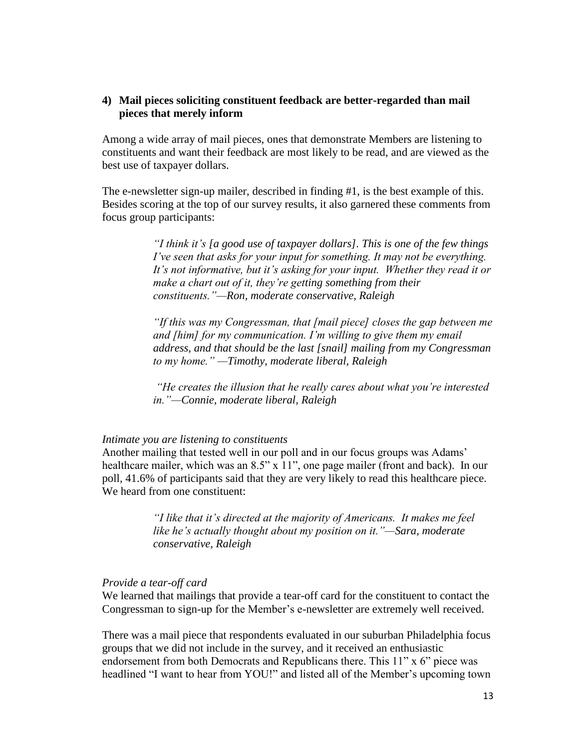### 4) Mail pieces soliciting constituent feedback are better-regarded than mail pieces that merely inform

Among a wide array of mail pieces, ones that demonstrate Members are listening to constituents and want their feedback are most likely to be read, and are viewed as the best use of taxpayer dollars.

The e-newsletter sign-up mailer, described in finding #1, is the best example of this. Besides scoring at the top of our survey results, it also garnered these comments from focus group participants:

> *"I think it's [a good use of taxpayer dollars]. This is one of the few things I've seen that asks for your input for something. It may not be everything. It's not informative, but it's asking for your input. Whether they read it or make a chart out of it, they're getting something from their constituents."—Ron, moderate conservative, Raleigh*
>
> *"If this was my Congressman, that [mail piece] closes the gap between me and [him] for my communication. I'm willing to give them my email address, and that should be the last [snail] mailing from my Congressman to my home." —Timothy, moderate liberal, Raleigh*
>
> *"He creates the illusion that he really cares about what you're interested in."—Connie, moderate liberal, Raleigh*

*Intimate you are listening to constituents*

Another mailing that tested well in our poll and in our focus groups was Adams' healthcare mailer, which was an 8.5" x 11", one page mailer (front and back). In our poll, 41.6% of participants said that they are very likely to read this healthcare piece. We heard from one constituent:

> *"I like that it's directed at the majority of Americans. It makes me feel like he's actually thought about my position on it."—Sara, moderate conservative, Raleigh*

*Provide a tear-off card*

We learned that mailings that provide a tear-off card for the constituent to contact the Congressman to sign-up for the Member's e-newsletter are extremely well received.

There was a mail piece that respondents evaluated in our suburban Philadelphia focus groups that we did not include in the survey, and it received an enthusiastic endorsement from both Democrats and Republicans there. This 11" x 6" piece was headlined "I want to hear from YOU!" and listed all of the Member's upcoming town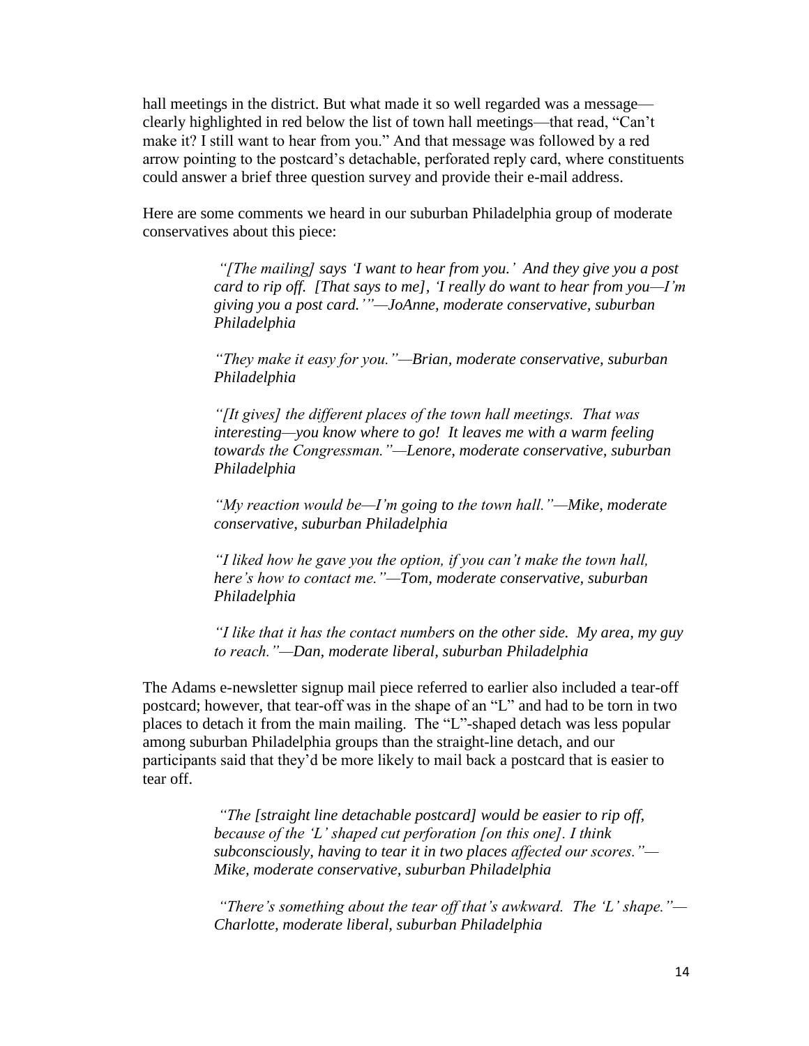hall meetings in the district. But what made it so well regarded was a message—clearly highlighted in red below the list of town hall meetings—that read, "Can't make it? I still want to hear from you." And that message was followed by a red arrow pointing to the postcard's detachable, perforated reply card, where constituents could answer a brief three question survey and provide their e-mail address.

Here are some comments we heard in our suburban Philadelphia group of moderate conservatives about this piece:

> *"[The mailing] says 'I want to hear from you.' And they give you a post card to rip off. [That says to me], 'I really do want to hear from you—I'm giving you a post card.'"—JoAnne, moderate conservative, suburban Philadelphia*
>
> *"They make it easy for you."—Brian, moderate conservative, suburban Philadelphia*
>
> *"[It gives] the different places of the town hall meetings. That was interesting—you know where to go! It leaves me with a warm feeling towards the Congressman."—Lenore, moderate conservative, suburban Philadelphia*
>
> *"My reaction would be—I'm going to the town hall."—Mike, moderate conservative, suburban Philadelphia*
>
> *"I liked how he gave you the option, if you can't make the town hall, here's how to contact me."—Tom, moderate conservative, suburban Philadelphia*
>
> *"I like that it has the contact numbers on the other side. My area, my guy to reach."—Dan, moderate liberal, suburban Philadelphia*

The Adams e-newsletter signup mail piece referred to earlier also included a tear-off postcard; however, that tear-off was in the shape of an "L" and had to be torn in two places to detach it from the main mailing. The "L"-shaped detach was less popular among suburban Philadelphia groups than the straight-line detach, and our participants said that they'd be more likely to mail back a postcard that is easier to tear off.

> *"The [straight line detachable postcard] would be easier to rip off, because of the 'L' shaped cut perforation [on this one]. I think subconsciously, having to tear it in two places affected our scores."—Mike, moderate conservative, suburban Philadelphia*
>
> *"There's something about the tear off that's awkward. The 'L' shape."—Charlotte, moderate liberal, suburban Philadelphia*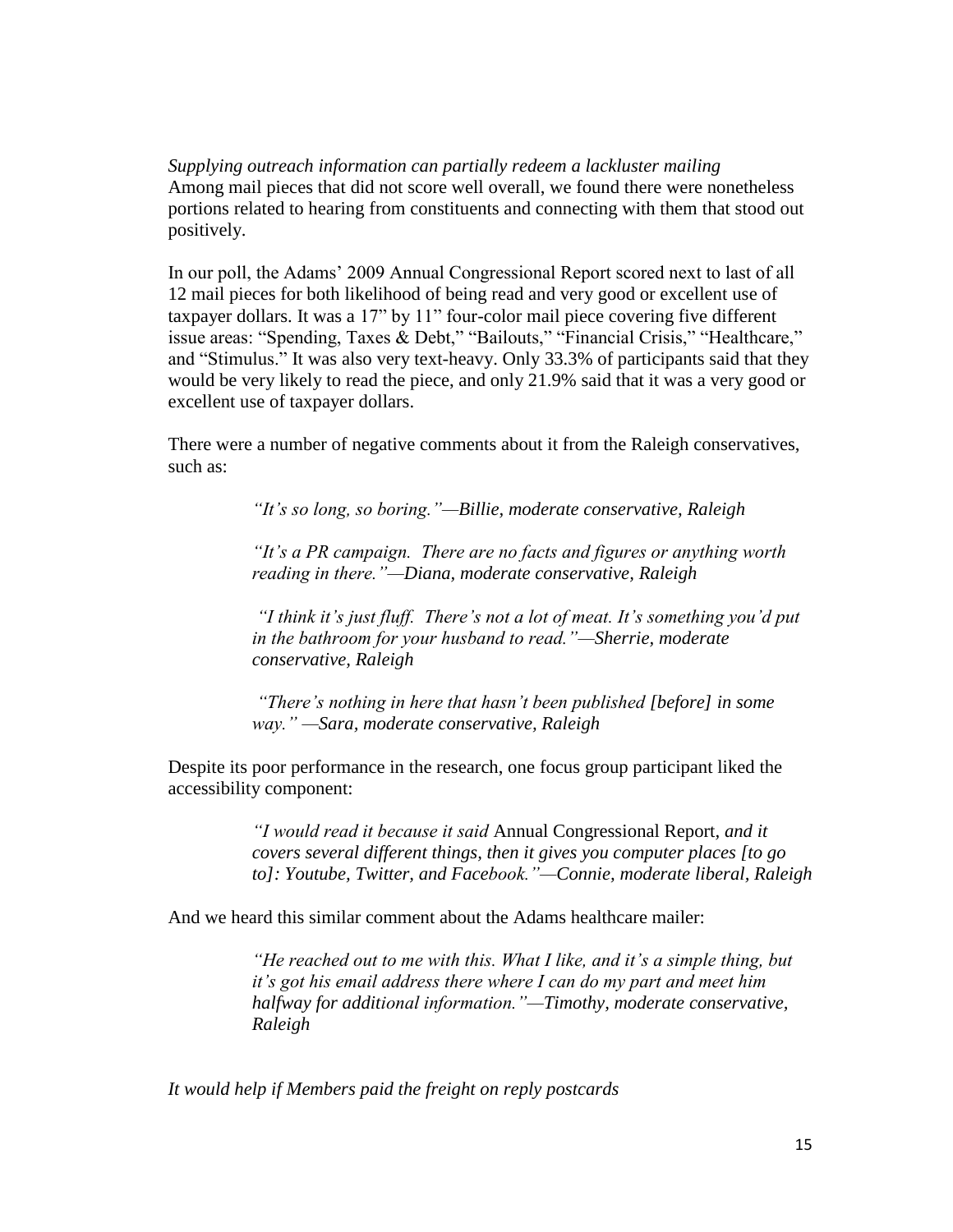*Supplying outreach information can partially redeem a lackluster mailing*
Among mail pieces that did not score well overall, we found there were nonetheless portions related to hearing from constituents and connecting with them that stood out positively.

In our poll, the Adams' 2009 Annual Congressional Report scored next to last of all 12 mail pieces for both likelihood of being read and very good or excellent use of taxpayer dollars. It was a 17" by 11" four-color mail piece covering five different issue areas: "Spending, Taxes & Debt," "Bailouts," "Financial Crisis," "Healthcare," and "Stimulus." It was also very text-heavy. Only 33.3% of participants said that they would be very likely to read the piece, and only 21.9% said that it was a very good or excellent use of taxpayer dollars.

There were a number of negative comments about it from the Raleigh conservatives, such as:

> *"It's so long, so boring."—Billie, moderate conservative, Raleigh*
>
> *"It's a PR campaign. There are no facts and figures or anything worth reading in there."—Diana, moderate conservative, Raleigh*
>
> *"I think it's just fluff. There's not a lot of meat. It's something you'd put in the bathroom for your husband to read."—Sherrie, moderate conservative, Raleigh*
>
> *"There's nothing in here that hasn't been published [before] in some way." —Sara, moderate conservative, Raleigh*

Despite its poor performance in the research, one focus group participant liked the accessibility component:

> *"I would read it because it said* Annual Congressional Report*, and it covers several different things, then it gives you computer places [to go to]: Youtube, Twitter, and Facebook."—Connie, moderate liberal, Raleigh*

And we heard this similar comment about the Adams healthcare mailer:

> *"He reached out to me with this. What I like, and it's a simple thing, but it's got his email address there where I can do my part and meet him halfway for additional information."—Timothy, moderate conservative, Raleigh*

*It would help if Members paid the freight on reply postcards*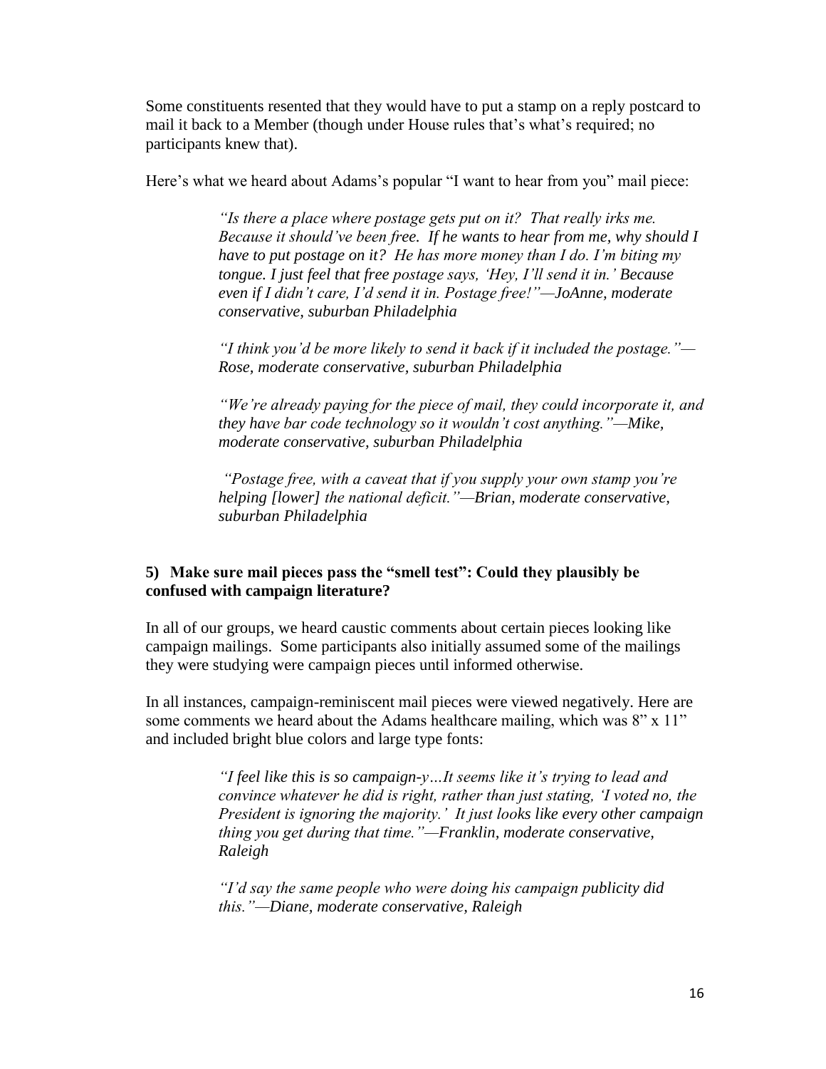Some constituents resented that they would have to put a stamp on a reply postcard to mail it back to a Member (though under House rules that's what's required; no participants knew that).

Here's what we heard about Adams's popular "I want to hear from you" mail piece:

> *"Is there a place where postage gets put on it? That really irks me. Because it should've been free. If he wants to hear from me, why should I have to put postage on it? He has more money than I do. I'm biting my tongue. I just feel that free postage says, 'Hey, I'll send it in.' Because even if I didn't care, I'd send it in. Postage free!"—JoAnne, moderate conservative, suburban Philadelphia*

> *"I think you'd be more likely to send it back if it included the postage."—Rose, moderate conservative, suburban Philadelphia*

> *"We're already paying for the piece of mail, they could incorporate it, and they have bar code technology so it wouldn't cost anything."—Mike, moderate conservative, suburban Philadelphia*

> *"Postage free, with a caveat that if you supply your own stamp you're helping [lower] the national deficit."—Brian, moderate conservative, suburban Philadelphia*

### 5) Make sure mail pieces pass the "smell test": Could they plausibly be confused with campaign literature?

In all of our groups, we heard caustic comments about certain pieces looking like campaign mailings. Some participants also initially assumed some of the mailings they were studying were campaign pieces until informed otherwise.

In all instances, campaign-reminiscent mail pieces were viewed negatively. Here are some comments we heard about the Adams healthcare mailing, which was 8" x 11" and included bright blue colors and large type fonts:

> *"I feel like this is so campaign-y…It seems like it's trying to lead and convince whatever he did is right, rather than just stating, 'I voted no, the President is ignoring the majority.' It just looks like every other campaign thing you get during that time."—Franklin, moderate conservative, Raleigh*

> *"I'd say the same people who were doing his campaign publicity did this."—Diane, moderate conservative, Raleigh*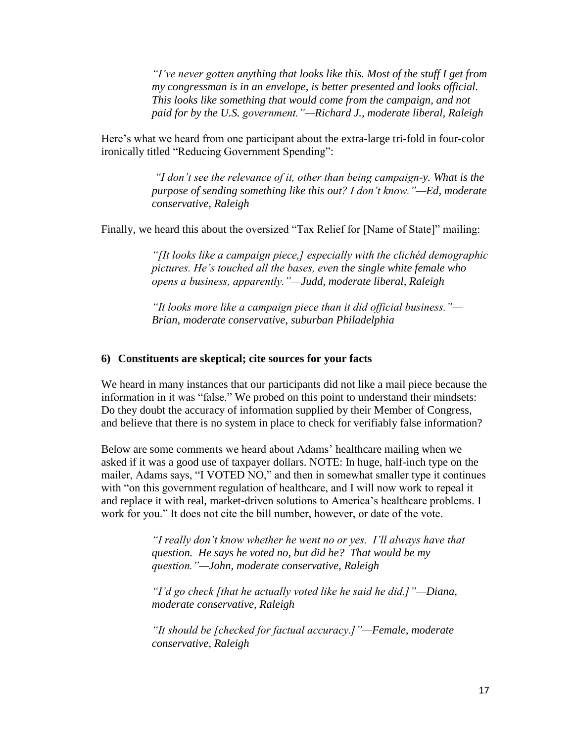> *"I've never gotten anything that looks like this. Most of the stuff I get from my congressman is in an envelope, is better presented and looks official. This looks like something that would come from the campaign, and not paid for by the U.S. government."—Richard J., moderate liberal, Raleigh*

Here's what we heard from one participant about the extra-large tri-fold in four-color ironically titled "Reducing Government Spending":

> *"I don't see the relevance of it, other than being campaign-y. What is the purpose of sending something like this out? I don't know."—Ed, moderate conservative, Raleigh*

Finally, we heard this about the oversized "Tax Relief for [Name of State]" mailing:

> *"[It looks like a campaign piece,] especially with the clichéd demographic pictures. He's touched all the bases, even the single white female who opens a business, apparently."—Judd, moderate liberal, Raleigh*

> *"It looks more like a campaign piece than it did official business."—Brian, moderate conservative, suburban Philadelphia*

### 6) Constituents are skeptical; cite sources for your facts

We heard in many instances that our participants did not like a mail piece because the information in it was "false." We probed on this point to understand their mindsets: Do they doubt the accuracy of information supplied by their Member of Congress, and believe that there is no system in place to check for verifiably false information?

Below are some comments we heard about Adams' healthcare mailing when we asked if it was a good use of taxpayer dollars. NOTE: In huge, half-inch type on the mailer, Adams says, "I VOTED NO," and then in somewhat smaller type it continues with "on this government regulation of healthcare, and I will now work to repeal it and replace it with real, market-driven solutions to America's healthcare problems. I work for you." It does not cite the bill number, however, or date of the vote.

> *"I really don't know whether he went no or yes. I'll always have that question. He says he voted no, but did he? That would be my question."—John, moderate conservative, Raleigh*

> *"I'd go check [that he actually voted like he said he did.]"—Diana, moderate conservative, Raleigh*

> *"It should be [checked for factual accuracy.]"—Female, moderate conservative, Raleigh*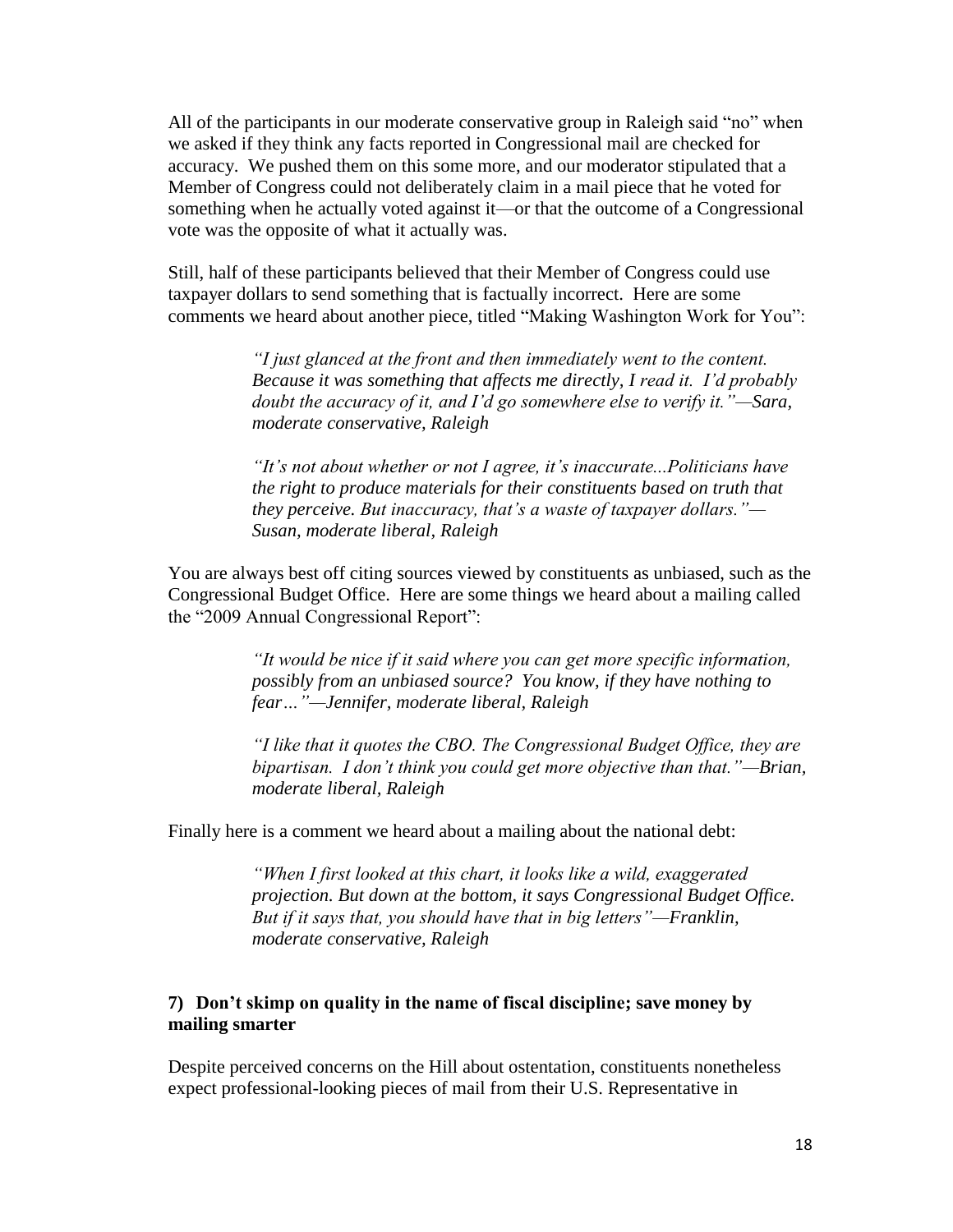All of the participants in our moderate conservative group in Raleigh said "no" when we asked if they think any facts reported in Congressional mail are checked for accuracy. We pushed them on this some more, and our moderator stipulated that a Member of Congress could not deliberately claim in a mail piece that he voted for something when he actually voted against it—or that the outcome of a Congressional vote was the opposite of what it actually was.

Still, half of these participants believed that their Member of Congress could use taxpayer dollars to send something that is factually incorrect. Here are some comments we heard about another piece, titled "Making Washington Work for You":

> *"I just glanced at the front and then immediately went to the content. Because it was something that affects me directly, I read it. I'd probably doubt the accuracy of it, and I'd go somewhere else to verify it."—Sara, moderate conservative, Raleigh*
>
> *"It's not about whether or not I agree, it's inaccurate...Politicians have the right to produce materials for their constituents based on truth that they perceive. But inaccuracy, that's a waste of taxpayer dollars."—Susan, moderate liberal, Raleigh*

You are always best off citing sources viewed by constituents as unbiased, such as the Congressional Budget Office. Here are some things we heard about a mailing called the "2009 Annual Congressional Report":

> *"It would be nice if it said where you can get more specific information, possibly from an unbiased source? You know, if they have nothing to fear…"—Jennifer, moderate liberal, Raleigh*
>
> *"I like that it quotes the CBO. The Congressional Budget Office, they are bipartisan. I don't think you could get more objective than that."—Brian, moderate liberal, Raleigh*

Finally here is a comment we heard about a mailing about the national debt:

> *"When I first looked at this chart, it looks like a wild, exaggerated projection. But down at the bottom, it says Congressional Budget Office. But if it says that, you should have that in big letters"—Franklin, moderate conservative, Raleigh*

### 7) Don't skimp on quality in the name of fiscal discipline; save money by mailing smarter

Despite perceived concerns on the Hill about ostentation, constituents nonetheless expect professional-looking pieces of mail from their U.S. Representative in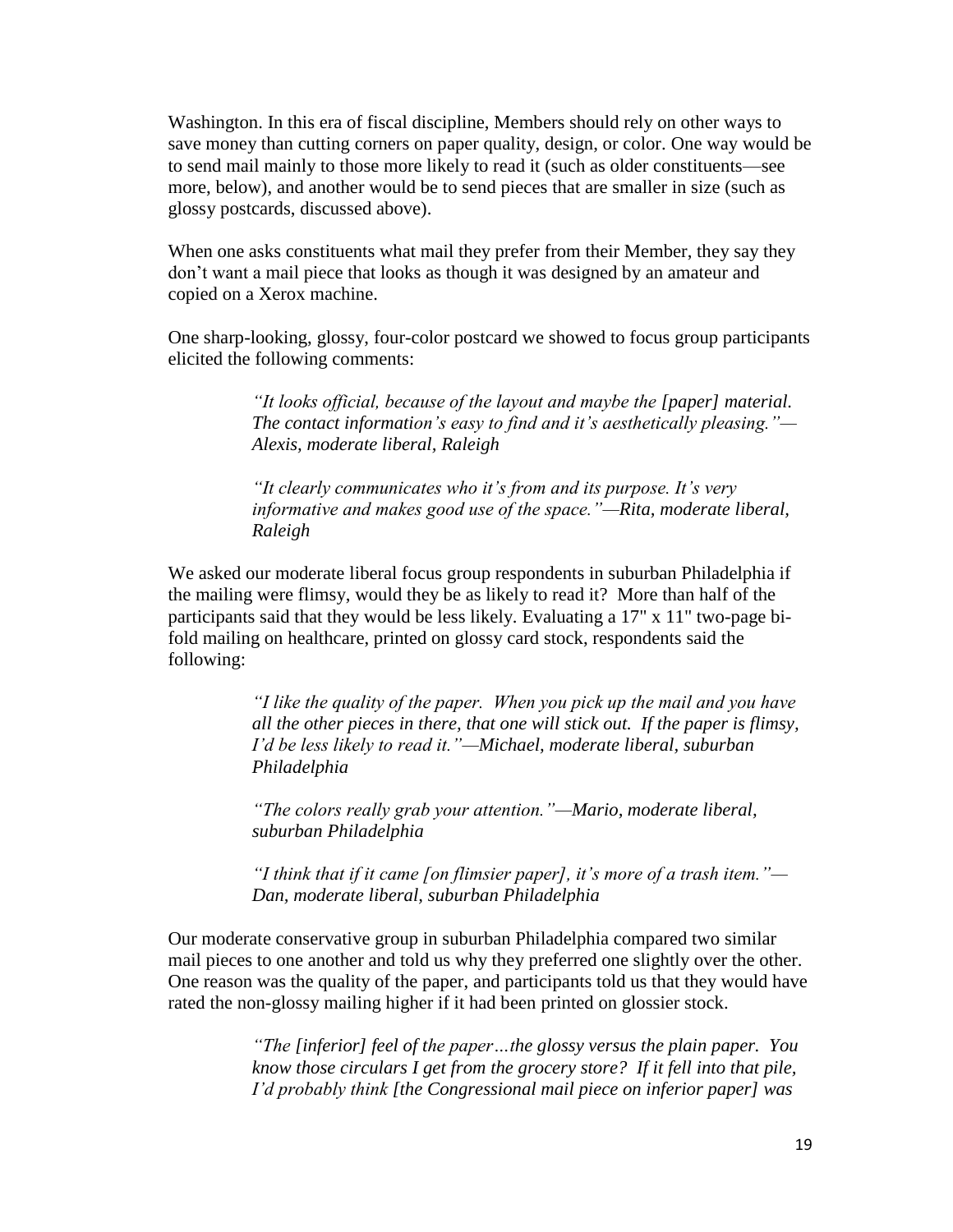Washington. In this era of fiscal discipline, Members should rely on other ways to save money than cutting corners on paper quality, design, or color. One way would be to send mail mainly to those more likely to read it (such as older constituents—see more, below), and another would be to send pieces that are smaller in size (such as glossy postcards, discussed above).

When one asks constituents what mail they prefer from their Member, they say they don't want a mail piece that looks as though it was designed by an amateur and copied on a Xerox machine.

One sharp-looking, glossy, four-color postcard we showed to focus group participants elicited the following comments:

> *"It looks official, because of the layout and maybe the [paper] material. The contact information's easy to find and it's aesthetically pleasing."—Alexis, moderate liberal, Raleigh*

> *"It clearly communicates who it's from and its purpose. It's very informative and makes good use of the space."—Rita, moderate liberal, Raleigh*

We asked our moderate liberal focus group respondents in suburban Philadelphia if the mailing were flimsy, would they be as likely to read it? More than half of the participants said that they would be less likely. Evaluating a 17" x 11" two-page bi-fold mailing on healthcare, printed on glossy card stock, respondents said the following:

> *"I like the quality of the paper. When you pick up the mail and you have all the other pieces in there, that one will stick out. If the paper is flimsy, I'd be less likely to read it."—Michael, moderate liberal, suburban Philadelphia*

> *"The colors really grab your attention."—Mario, moderate liberal, suburban Philadelphia*

> *"I think that if it came [on flimsier paper], it's more of a trash item."—Dan, moderate liberal, suburban Philadelphia*

Our moderate conservative group in suburban Philadelphia compared two similar mail pieces to one another and told us why they preferred one slightly over the other. One reason was the quality of the paper, and participants told us that they would have rated the non-glossy mailing higher if it had been printed on glossier stock.

> *"The [inferior] feel of the paper…the glossy versus the plain paper. You know those circulars I get from the grocery store? If it fell into that pile, I'd probably think [the Congressional mail piece on inferior paper] was*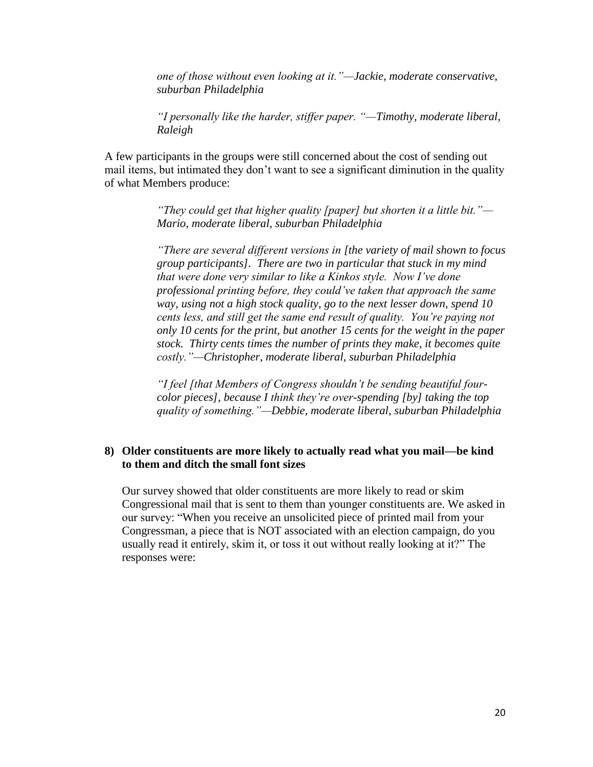*one of those without even looking at it."—Jackie, moderate conservative, suburban Philadelphia*

*"I personally like the harder, stiffer paper. "—Timothy, moderate liberal, Raleigh*

A few participants in the groups were still concerned about the cost of sending out mail items, but intimated they don't want to see a significant diminution in the quality of what Members produce:

*"They could get that higher quality [paper] but shorten it a little bit."—Mario, moderate liberal, suburban Philadelphia*

*"There are several different versions in [the variety of mail shown to focus group participants]. There are two in particular that stuck in my mind that were done very similar to like a Kinkos style. Now I've done professional printing before, they could've taken that approach the same way, using not a high stock quality, go to the next lesser down, spend 10 cents less, and still get the same end result of quality. You're paying not only 10 cents for the print, but another 15 cents for the weight in the paper stock. Thirty cents times the number of prints they make, it becomes quite costly."—Christopher, moderate liberal, suburban Philadelphia*

*"I feel [that Members of Congress shouldn't be sending beautiful four-color pieces], because I think they're over-spending [by] taking the top quality of something."—Debbie, moderate liberal, suburban Philadelphia*

### 8) Older constituents are more likely to actually read what you mail—be kind to them and ditch the small font sizes

Our survey showed that older constituents are more likely to read or skim Congressional mail that is sent to them than younger constituents are. We asked in our survey: "When you receive an unsolicited piece of printed mail from your Congressman, a piece that is NOT associated with an election campaign, do you usually read it entirely, skim it, or toss it out without really looking at it?" The responses were: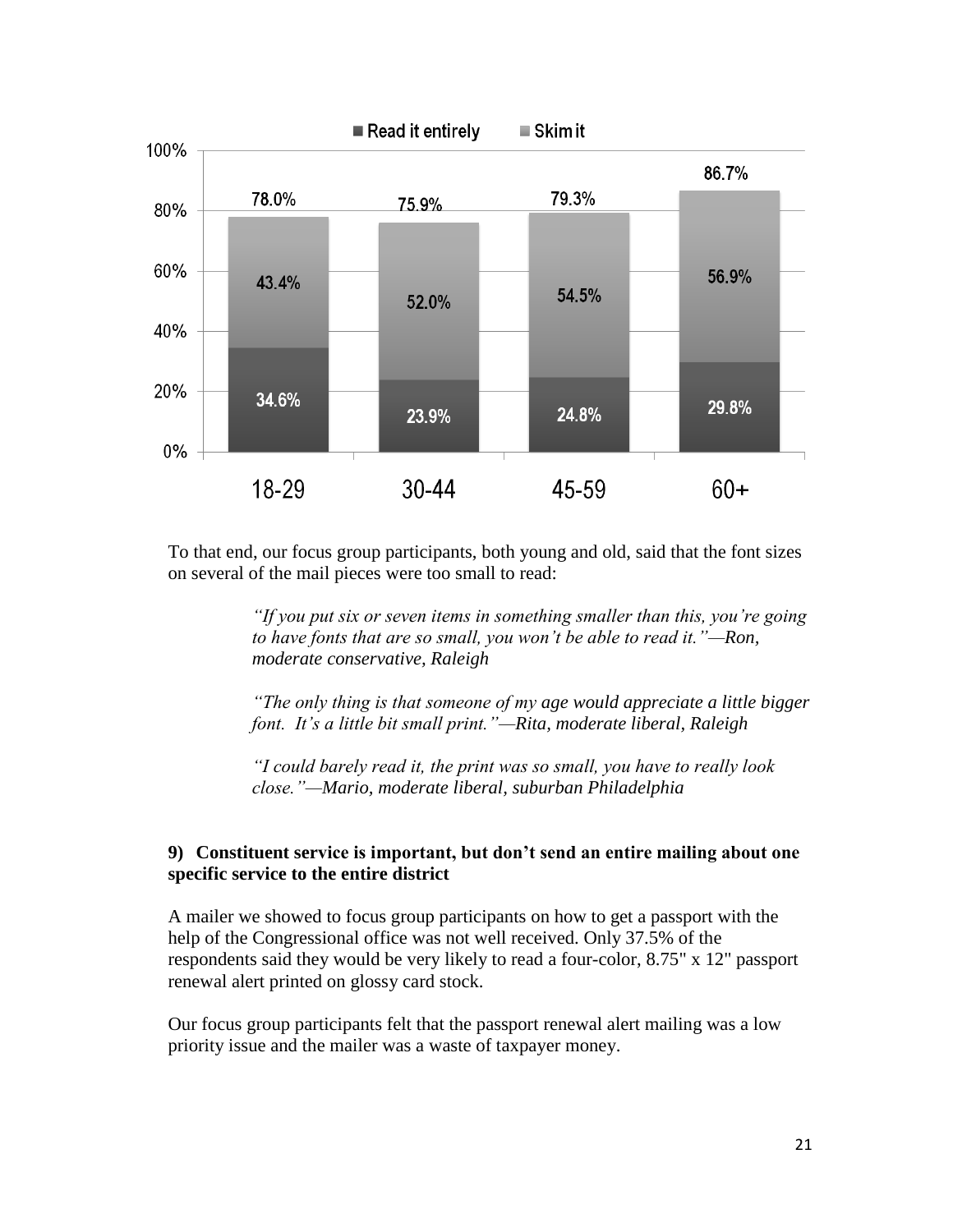| | 18-29 | 30-44 | 45-59 | 60+ |
|---|---|---|---|---|
| Read it entirely | 34.6% | 23.9% | 24.8% | 29.8% |
| Skim it | 43.4% | 52.0% | 54.5% | 56.9% |
| Total | 78.0% | 75.9% | 79.3% | 86.7% |

To that end, our focus group participants, both young and old, said that the font sizes on several of the mail pieces were too small to read:

> *"If you put six or seven items in something smaller than this, you're going to have fonts that are so small, you won't be able to read it."—Ron, moderate conservative, Raleigh*
>
> *"The only thing is that someone of my age would appreciate a little bigger font. It's a little bit small print."—Rita, moderate liberal, Raleigh*
>
> *"I could barely read it, the print was so small, you have to really look close."—Mario, moderate liberal, suburban Philadelphia*

**9) Constituent service is important, but don't send an entire mailing about one specific service to the entire district**

A mailer we showed to focus group participants on how to get a passport with the help of the Congressional office was not well received. Only 37.5% of the respondents said they would be very likely to read a four-color, 8.75" x 12" passport renewal alert printed on glossy card stock.

Our focus group participants felt that the passport renewal alert mailing was a low priority issue and the mailer was a waste of taxpayer money.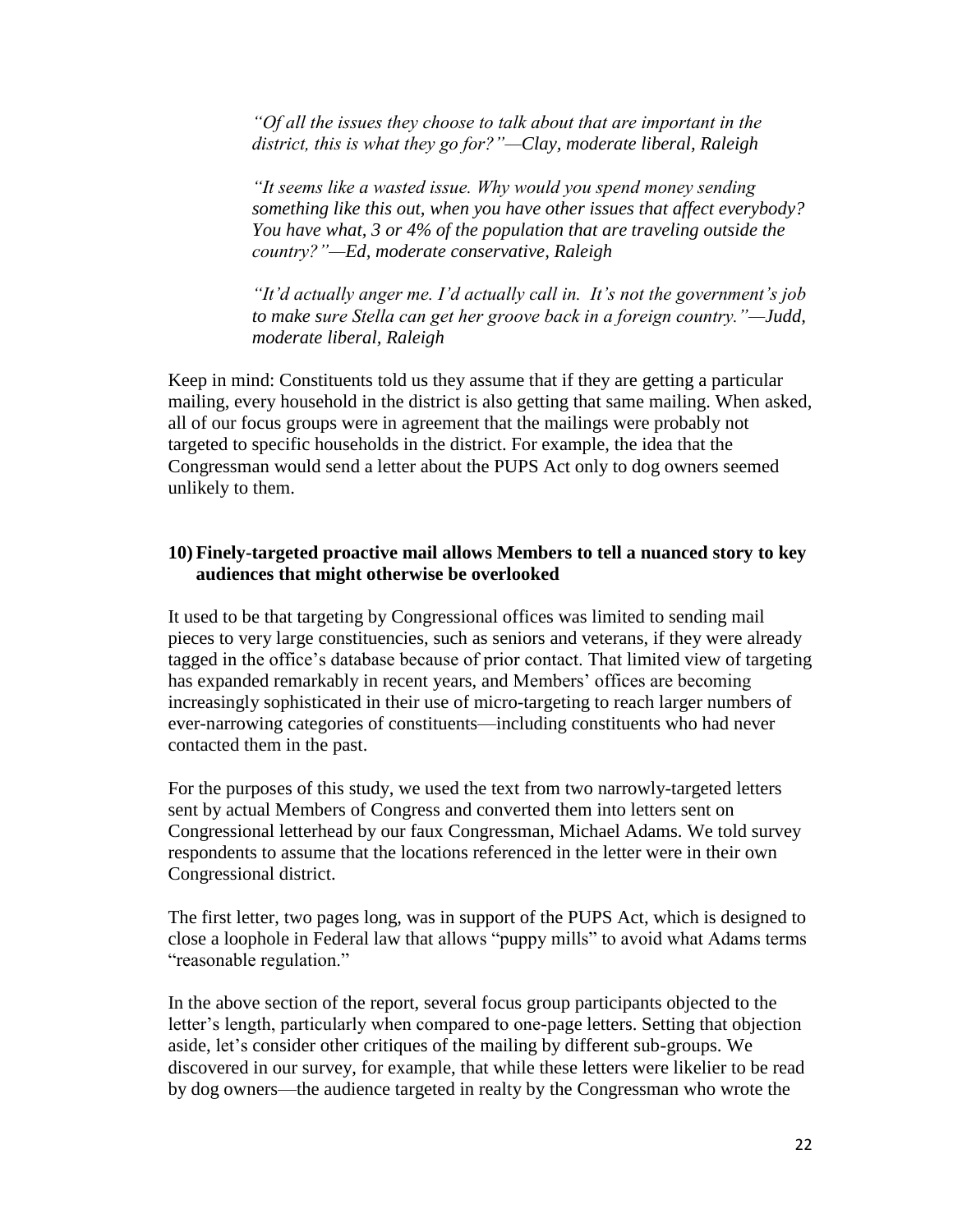*"Of all the issues they choose to talk about that are important in the district, this is what they go for?"—Clay, moderate liberal, Raleigh*

*"It seems like a wasted issue. Why would you spend money sending something like this out, when you have other issues that affect everybody? You have what, 3 or 4% of the population that are traveling outside the country?"—Ed, moderate conservative, Raleigh*

*"It'd actually anger me. I'd actually call in. It's not the government's job to make sure Stella can get her groove back in a foreign country."—Judd, moderate liberal, Raleigh*

Keep in mind: Constituents told us they assume that if they are getting a particular mailing, every household in the district is also getting that same mailing. When asked, all of our focus groups were in agreement that the mailings were probably not targeted to specific households in the district. For example, the idea that the Congressman would send a letter about the PUPS Act only to dog owners seemed unlikely to them.

### 10) Finely-targeted proactive mail allows Members to tell a nuanced story to key audiences that might otherwise be overlooked

It used to be that targeting by Congressional offices was limited to sending mail pieces to very large constituencies, such as seniors and veterans, if they were already tagged in the office's database because of prior contact. That limited view of targeting has expanded remarkably in recent years, and Members' offices are becoming increasingly sophisticated in their use of micro-targeting to reach larger numbers of ever-narrowing categories of constituents—including constituents who had never contacted them in the past.

For the purposes of this study, we used the text from two narrowly-targeted letters sent by actual Members of Congress and converted them into letters sent on Congressional letterhead by our faux Congressman, Michael Adams. We told survey respondents to assume that the locations referenced in the letter were in their own Congressional district.

The first letter, two pages long, was in support of the PUPS Act, which is designed to close a loophole in Federal law that allows "puppy mills" to avoid what Adams terms "reasonable regulation."

In the above section of the report, several focus group participants objected to the letter's length, particularly when compared to one-page letters. Setting that objection aside, let's consider other critiques of the mailing by different sub-groups. We discovered in our survey, for example, that while these letters were likelier to be read by dog owners—the audience targeted in realty by the Congressman who wrote the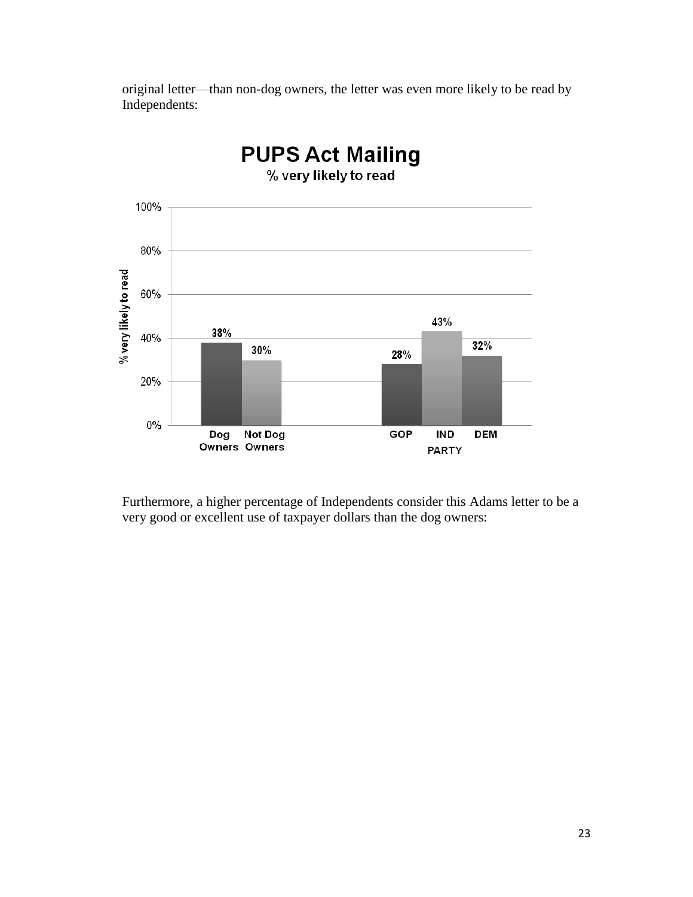original letter—than non-dog owners, the letter was even more likely to be read by Independents:

**PUPS Act Mailing**

% very likely to read

| Group | % very likely to read |
|---|---|
| Dog Owners | 38% |
| Not Dog Owners | 30% |
| GOP | 28% |
| IND | 43% |
| DEM | 32% |

Furthermore, a higher percentage of Independents consider this Adams letter to be a very good or excellent use of taxpayer dollars than the dog owners: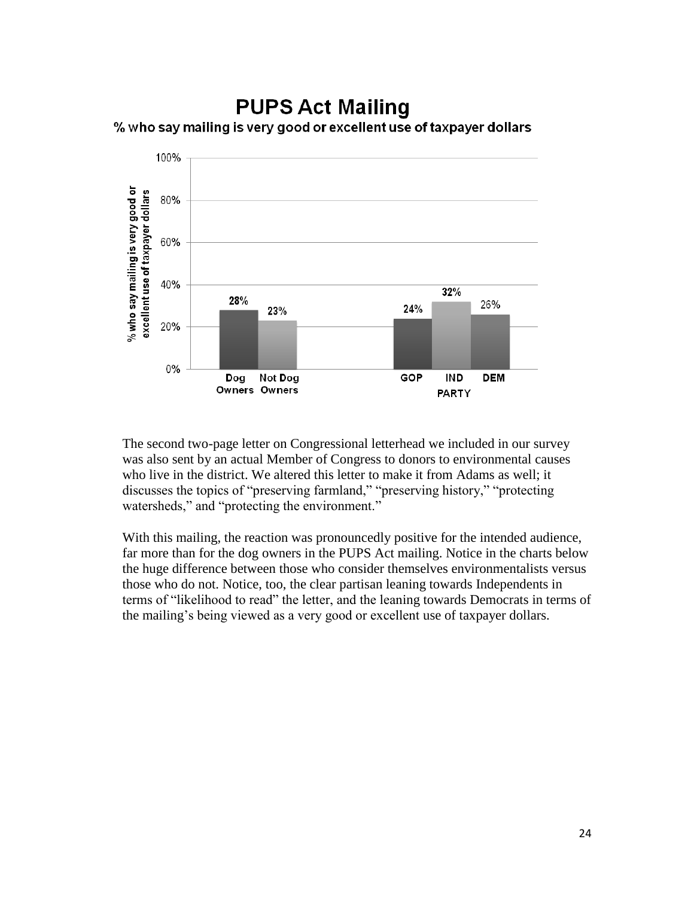**PUPS Act Mailing**

% who say mailing is very good or excellent use of taxpayer dollars

| | Dog Owners | Not Dog Owners | GOP | IND | DEM |
|---|---|---|---|---|---|
| % who say mailing is very good or excellent use of taxpayer dollars | 28% | 23% | 24% | 32% | 26% |

The second two-page letter on Congressional letterhead we included in our survey was also sent by an actual Member of Congress to donors to environmental causes who live in the district. We altered this letter to make it from Adams as well; it discusses the topics of "preserving farmland," "preserving history," "protecting watersheds," and "protecting the environment."

With this mailing, the reaction was pronouncedly positive for the intended audience, far more than for the dog owners in the PUPS Act mailing. Notice in the charts below the huge difference between those who consider themselves environmentalists versus those who do not. Notice, too, the clear partisan leaning towards Independents in terms of "likelihood to read" the letter, and the leaning towards Democrats in terms of the mailing's being viewed as a very good or excellent use of taxpayer dollars.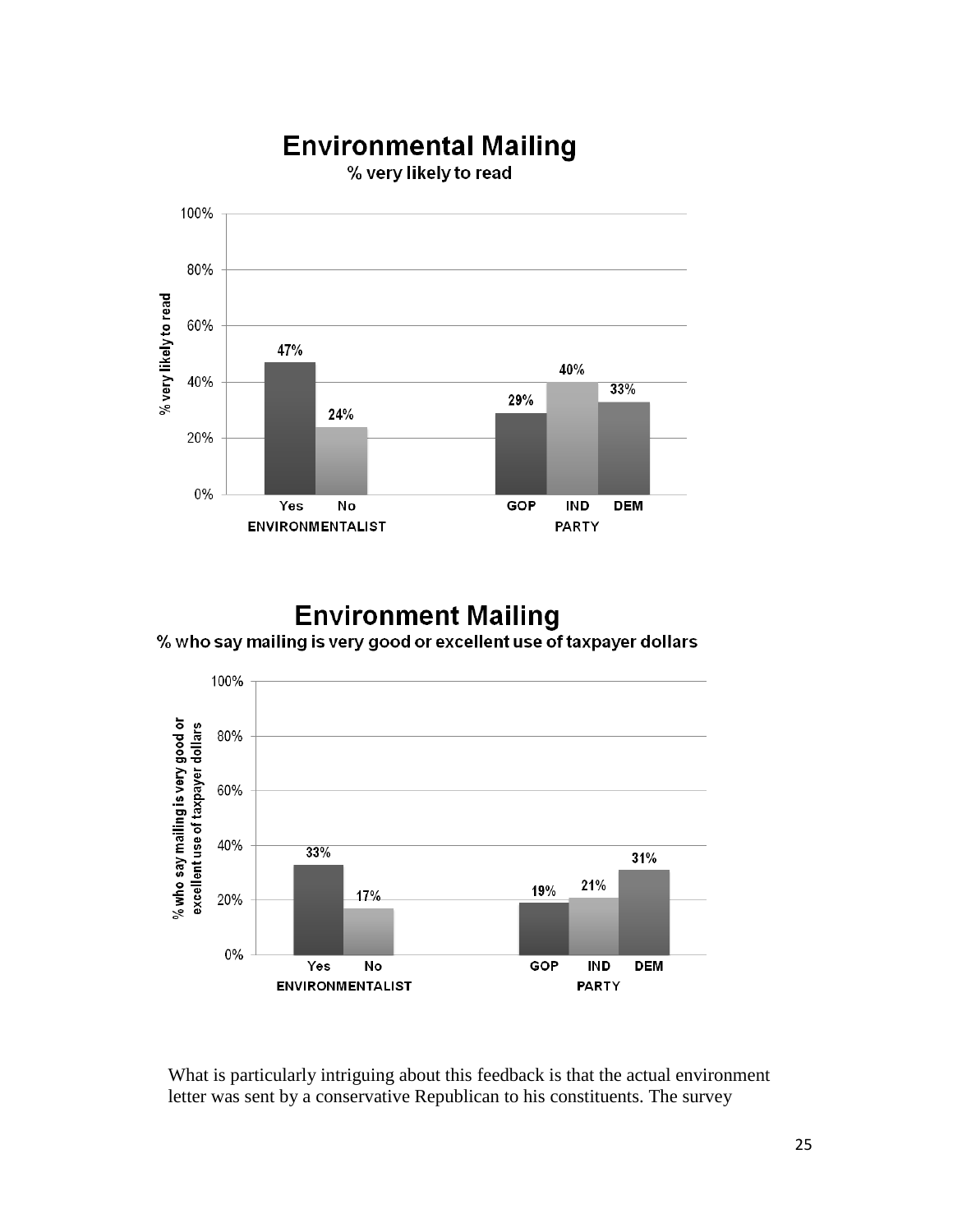## Environmental Mailing

% very likely to read

| ENVIRONMENTALIST | | PARTY | | |
|---|---|---|---|---|
| Yes | No | GOP | IND | DEM |
| 47% | 24% | 29% | 40% | 33% |

## Environment Mailing

% who say mailing is very good or excellent use of taxpayer dollars

| ENVIRONMENTALIST | | PARTY | | |
|---|---|---|---|---|
| Yes | No | GOP | IND | DEM |
| 33% | 17% | 19% | 21% | 31% |

What is particularly intriguing about this feedback is that the actual environment letter was sent by a conservative Republican to his constituents. The survey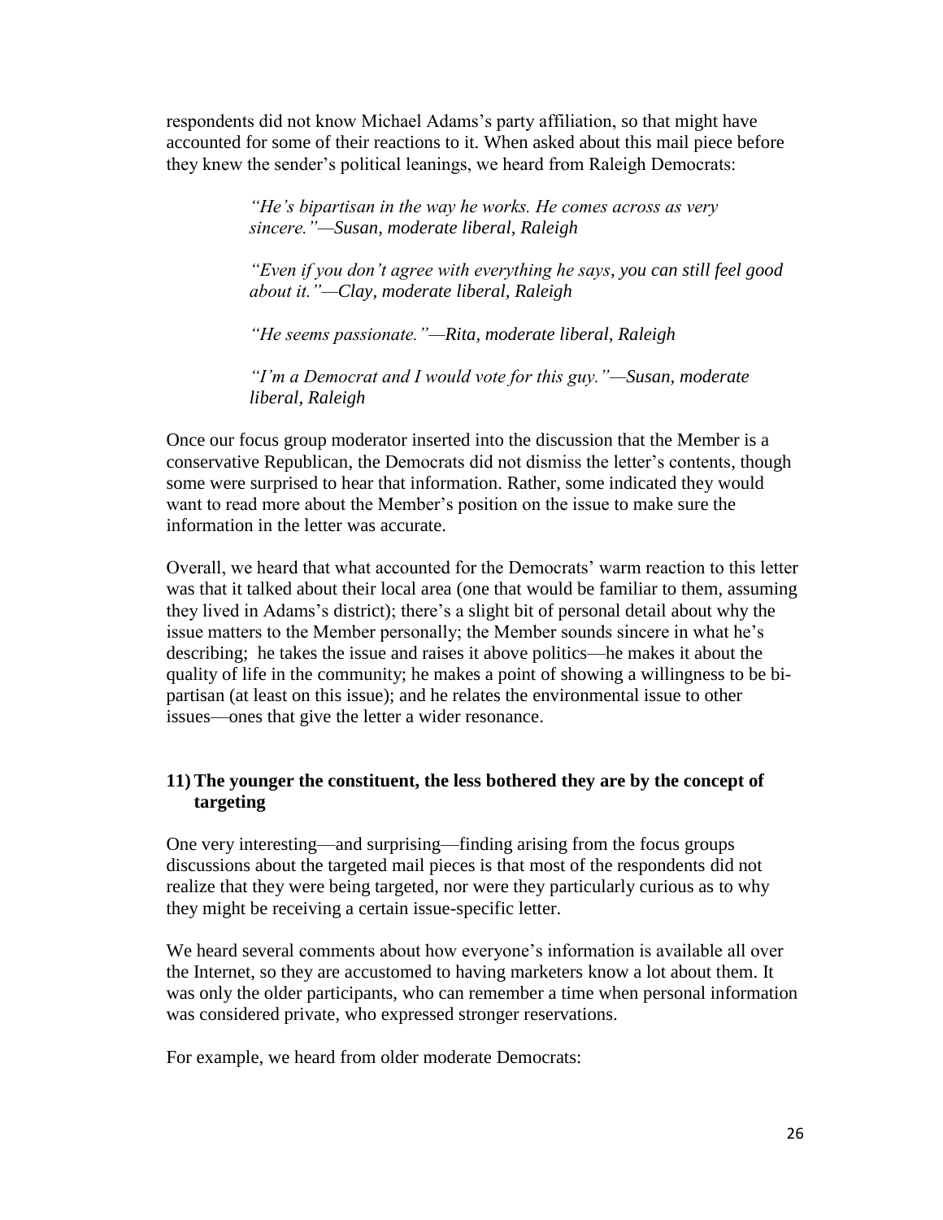respondents did not know Michael Adams's party affiliation, so that might have accounted for some of their reactions to it. When asked about this mail piece before they knew the sender's political leanings, we heard from Raleigh Democrats:

> *"He's bipartisan in the way he works. He comes across as very sincere."—Susan, moderate liberal, Raleigh*
>
> *"Even if you don't agree with everything he says, you can still feel good about it."—Clay, moderate liberal, Raleigh*
>
> *"He seems passionate."—Rita, moderate liberal, Raleigh*
>
> *"I'm a Democrat and I would vote for this guy."—Susan, moderate liberal, Raleigh*

Once our focus group moderator inserted into the discussion that the Member is a conservative Republican, the Democrats did not dismiss the letter's contents, though some were surprised to hear that information. Rather, some indicated they would want to read more about the Member's position on the issue to make sure the information in the letter was accurate.

Overall, we heard that what accounted for the Democrats' warm reaction to this letter was that it talked about their local area (one that would be familiar to them, assuming they lived in Adams's district); there's a slight bit of personal detail about why the issue matters to the Member personally; the Member sounds sincere in what he's describing; he takes the issue and raises it above politics—he makes it about the quality of life in the community; he makes a point of showing a willingness to be bi-partisan (at least on this issue); and he relates the environmental issue to other issues—ones that give the letter a wider resonance.

### 11) The younger the constituent, the less bothered they are by the concept of targeting

One very interesting—and surprising—finding arising from the focus groups discussions about the targeted mail pieces is that most of the respondents did not realize that they were being targeted, nor were they particularly curious as to why they might be receiving a certain issue-specific letter.

We heard several comments about how everyone's information is available all over the Internet, so they are accustomed to having marketers know a lot about them. It was only the older participants, who can remember a time when personal information was considered private, who expressed stronger reservations.

For example, we heard from older moderate Democrats: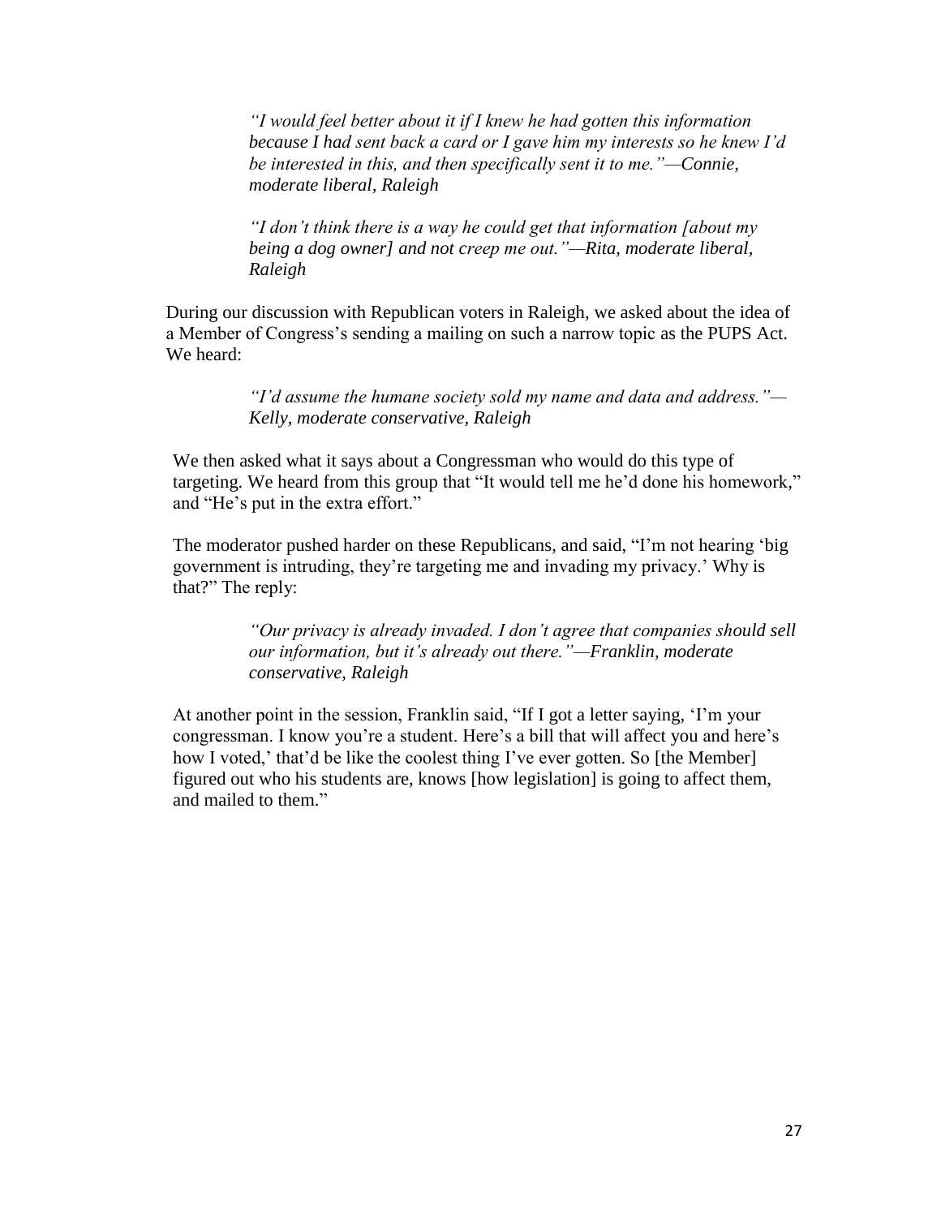> *"I would feel better about it if I knew he had gotten this information because I had sent back a card or I gave him my interests so he knew I'd be interested in this, and then specifically sent it to me."—Connie, moderate liberal, Raleigh*

> *"I don't think there is a way he could get that information [about my being a dog owner] and not creep me out."—Rita, moderate liberal, Raleigh*

During our discussion with Republican voters in Raleigh, we asked about the idea of a Member of Congress's sending a mailing on such a narrow topic as the PUPS Act. We heard:

> *"I'd assume the humane society sold my name and data and address."—Kelly, moderate conservative, Raleigh*

We then asked what it says about a Congressman who would do this type of targeting. We heard from this group that "It would tell me he'd done his homework," and "He's put in the extra effort."

The moderator pushed harder on these Republicans, and said, "I'm not hearing 'big government is intruding, they're targeting me and invading my privacy.' Why is that?" The reply:

> *"Our privacy is already invaded. I don't agree that companies should sell our information, but it's already out there."—Franklin, moderate conservative, Raleigh*

At another point in the session, Franklin said, "If I got a letter saying, 'I'm your congressman. I know you're a student. Here's a bill that will affect you and here's how I voted,' that'd be like the coolest thing I've ever gotten. So [the Member] figured out who his students are, knows [how legislation] is going to affect them, and mailed to them."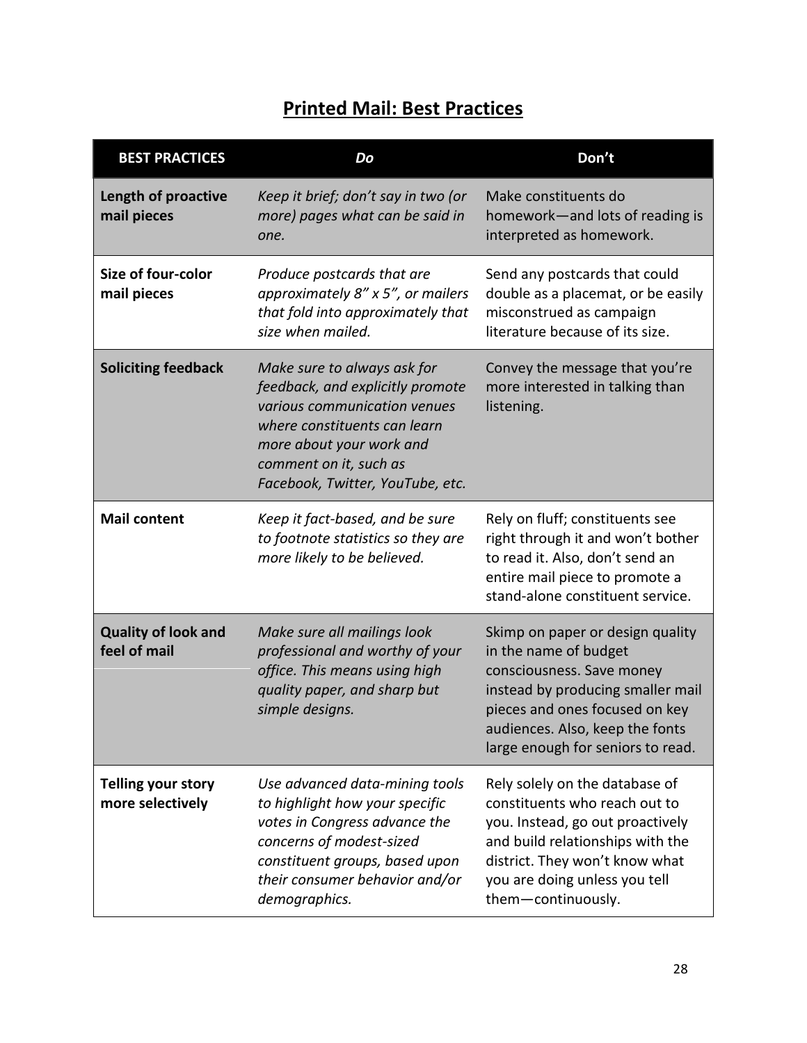## Printed Mail: Best Practices

| BEST PRACTICES | *Do* | Don't |
|---|---|---|
| **Length of proactive mail pieces** | *Keep it brief; don't say in two (or more) pages what can be said in one.* | Make constituents do homework—and lots of reading is interpreted as homework. |
| **Size of four-color mail pieces** | *Produce postcards that are approximately 8" x 5", or mailers that fold into approximately that size when mailed.* | Send any postcards that could double as a placemat, or be easily misconstrued as campaign literature because of its size. |
| **Soliciting feedback** | *Make sure to always ask for feedback, and explicitly promote various communication venues where constituents can learn more about your work and comment on it, such as Facebook, Twitter, YouTube, etc.* | Convey the message that you're more interested in talking than listening. |
| **Mail content** | *Keep it fact-based, and be sure to footnote statistics so they are more likely to be believed.* | Rely on fluff; constituents see right through it and won't bother to read it. Also, don't send an entire mail piece to promote a stand-alone constituent service. |
| **Quality of look and feel of mail** | *Make sure all mailings look professional and worthy of your office. This means using high quality paper, and sharp but simple designs.* | Skimp on paper or design quality in the name of budget consciousness. Save money instead by producing smaller mail pieces and ones focused on key audiences. Also, keep the fonts large enough for seniors to read. |
| **Telling your story more selectively** | *Use advanced data-mining tools to highlight how your specific votes in Congress advance the concerns of modest-sized constituent groups, based upon their consumer behavior and/or demographics.* | Rely solely on the database of constituents who reach out to you. Instead, go out proactively and build relationships with the district. They won't know what you are doing unless you tell them—continuously. |